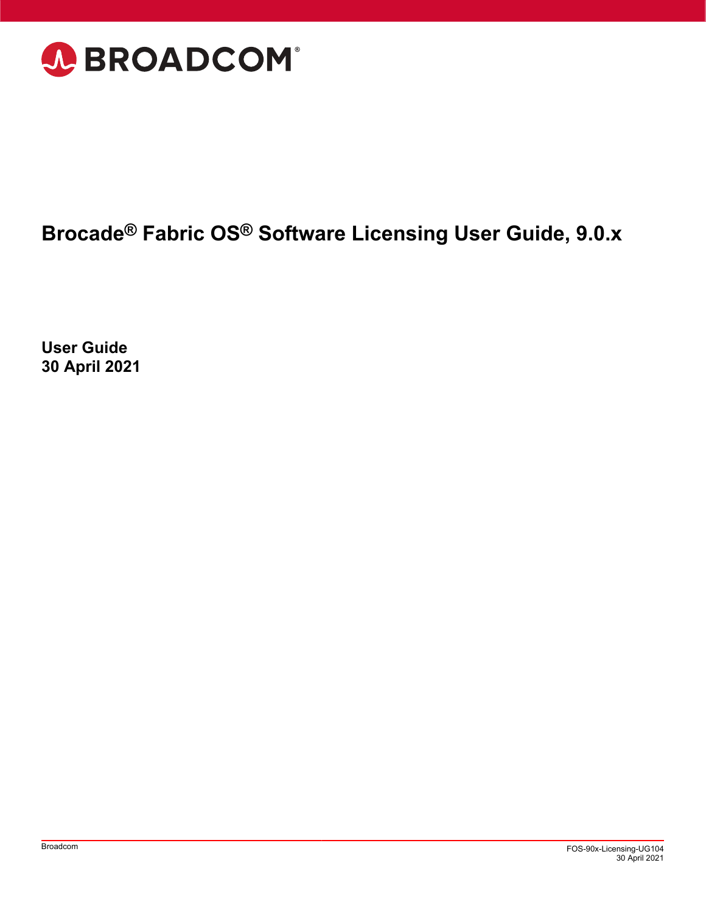BROADCOM®

# Brocade® Fabric OS® Software Licensing User Guide, 9.0.x

**User Guide**
**30 April 2021**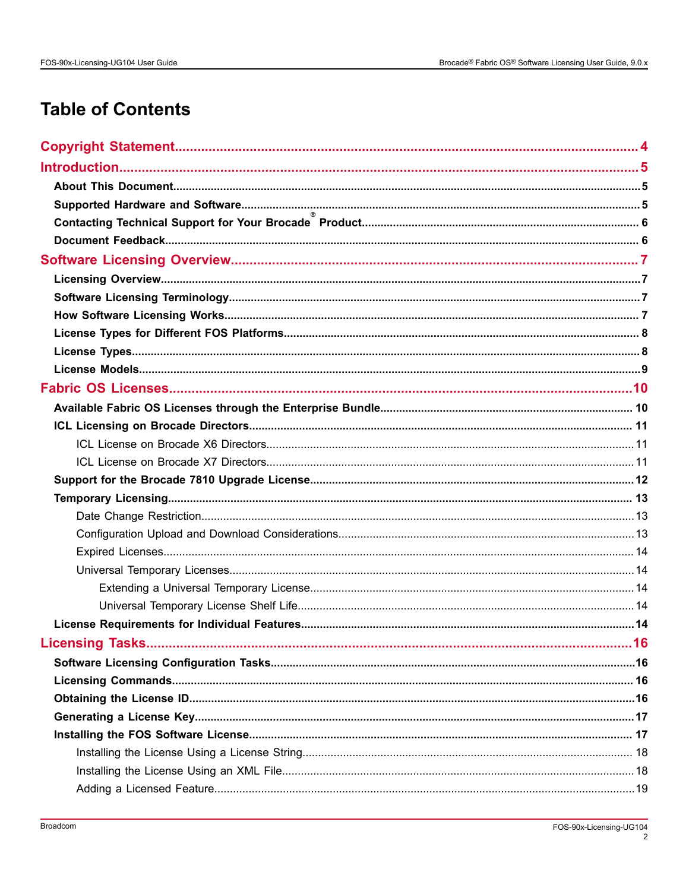# Table of Contents

**Copyright Statement....................4**

**Introduction....................5**

- **About This Document....................5**
- **Supported Hardware and Software....................5**
- **Contacting Technical Support for Your Brocade® Product....................6**
- **Document Feedback....................6**

**Software Licensing Overview....................7**

- **Licensing Overview....................7**
- **Software Licensing Terminology....................7**
- **How Software Licensing Works....................7**
- **License Types for Different FOS Platforms....................8**
- **License Types....................8**
- **License Models....................9**

**Fabric OS Licenses....................10**

- **Available Fabric OS Licenses through the Enterprise Bundle....................10**
- **ICL Licensing on Brocade Directors....................11**
  - ICL License on Brocade X6 Directors....................11
  - ICL License on Brocade X7 Directors....................11
- **Support for the Brocade 7810 Upgrade License....................12**
- **Temporary Licensing....................13**
  - Date Change Restriction....................13
  - Configuration Upload and Download Considerations....................13
  - Expired Licenses....................14
  - Universal Temporary Licenses....................14
    - Extending a Universal Temporary License....................14
    - Universal Temporary License Shelf Life....................14
- **License Requirements for Individual Features....................14**

**Licensing Tasks....................16**

- **Software Licensing Configuration Tasks....................16**
- **Licensing Commands....................16**
- **Obtaining the License ID....................16**
- **Generating a License Key....................17**
- **Installing the FOS Software License....................17**
  - Installing the License Using a License String....................18
  - Installing the License Using an XML File....................18
  - Adding a Licensed Feature....................19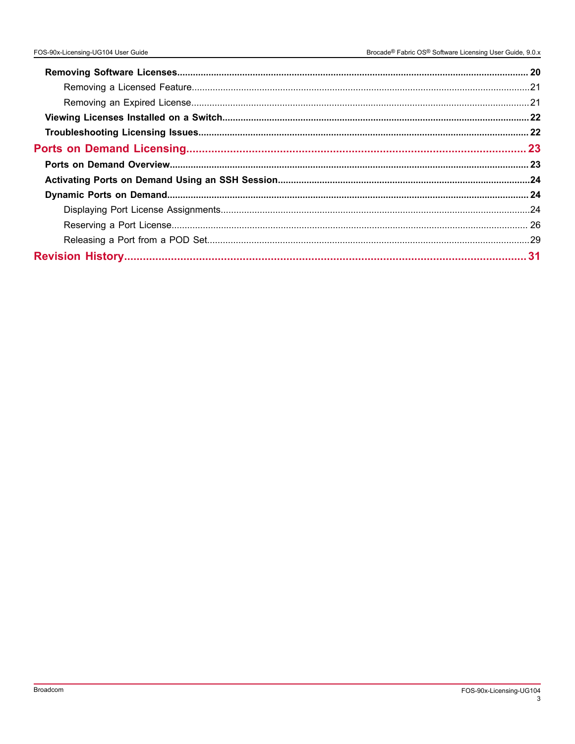**Removing Software Licenses.....20**

Removing a Licensed Feature.....21

Removing an Expired License.....21

**Viewing Licenses Installed on a Switch.....22**

**Troubleshooting Licensing Issues.....22**

**Ports on Demand Licensing.....23**

**Ports on Demand Overview.....23**

**Activating Ports on Demand Using an SSH Session.....24**

**Dynamic Ports on Demand.....24**

Displaying Port License Assignments.....24

Reserving a Port License.....26

Releasing a Port from a POD Set.....29

**Revision History.....31**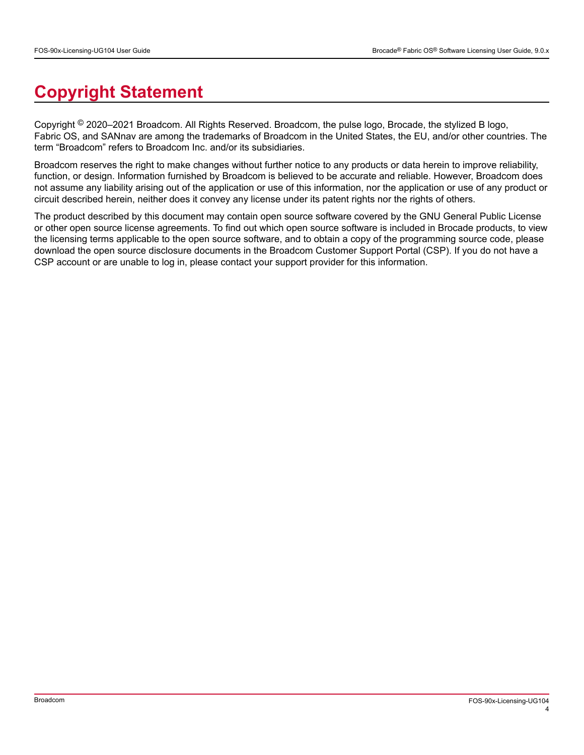# Copyright Statement

Copyright © 2020–2021 Broadcom. All Rights Reserved. Broadcom, the pulse logo, Brocade, the stylized B logo, Fabric OS, and SANnav are among the trademarks of Broadcom in the United States, the EU, and/or other countries. The term "Broadcom" refers to Broadcom Inc. and/or its subsidiaries.

Broadcom reserves the right to make changes without further notice to any products or data herein to improve reliability, function, or design. Information furnished by Broadcom is believed to be accurate and reliable. However, Broadcom does not assume any liability arising out of the application or use of this information, nor the application or use of any product or circuit described herein, neither does it convey any license under its patent rights nor the rights of others.

The product described by this document may contain open source software covered by the GNU General Public License or other open source license agreements. To find out which open source software is included in Brocade products, to view the licensing terms applicable to the open source software, and to obtain a copy of the programming source code, please download the open source disclosure documents in the Broadcom Customer Support Portal (CSP). If you do not have a CSP account or are unable to log in, please contact your support provider for this information.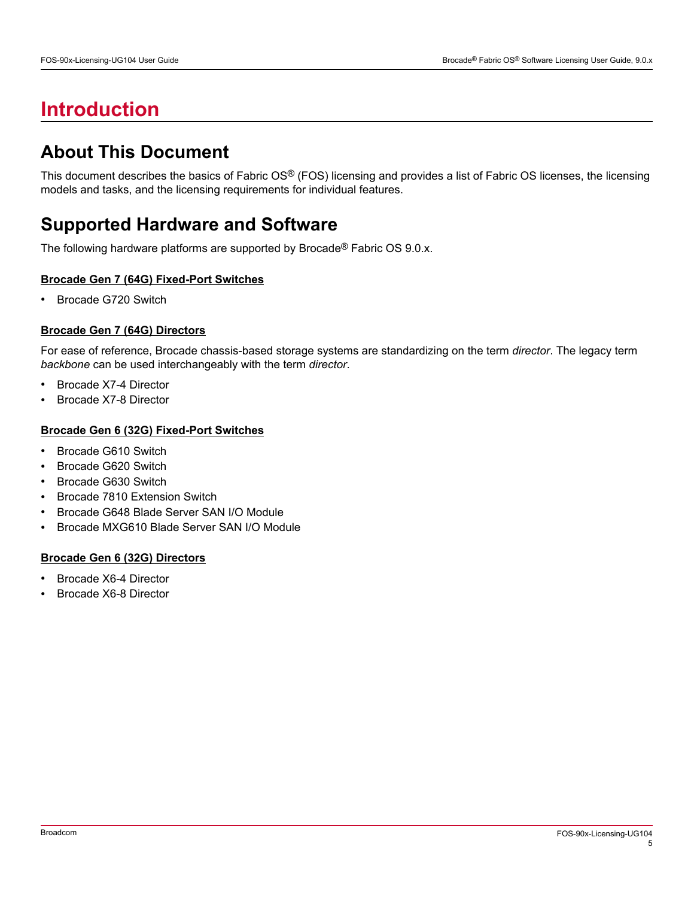# Introduction

## About This Document

This document describes the basics of Fabric OS® (FOS) licensing and provides a list of Fabric OS licenses, the licensing models and tasks, and the licensing requirements for individual features.

## Supported Hardware and Software

The following hardware platforms are supported by Brocade® Fabric OS 9.0.x.

### Brocade Gen 7 (64G) Fixed-Port Switches

- Brocade G720 Switch

### Brocade Gen 7 (64G) Directors

For ease of reference, Brocade chassis-based storage systems are standardizing on the term *director*. The legacy term *backbone* can be used interchangeably with the term *director*.

- Brocade X7-4 Director
- Brocade X7-8 Director

### Brocade Gen 6 (32G) Fixed-Port Switches

- Brocade G610 Switch
- Brocade G620 Switch
- Brocade G630 Switch
- Brocade 7810 Extension Switch
- Brocade G648 Blade Server SAN I/O Module
- Brocade MXG610 Blade Server SAN I/O Module

### Brocade Gen 6 (32G) Directors

- Brocade X6-4 Director
- Brocade X6-8 Director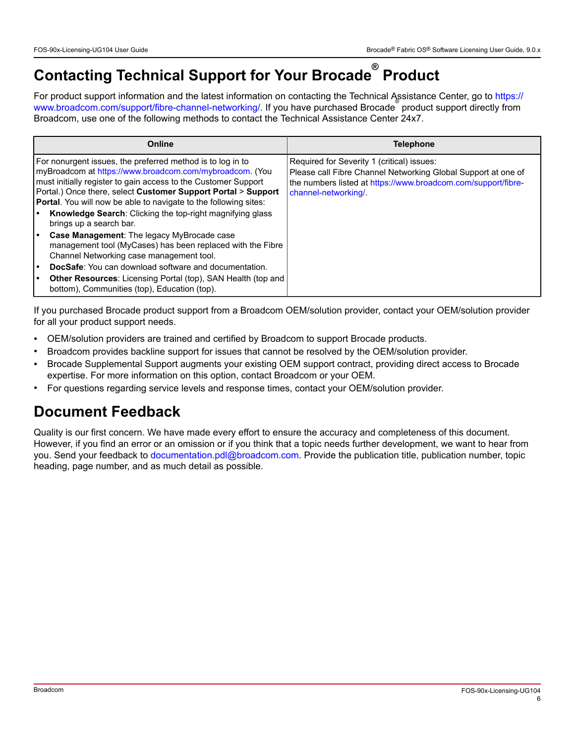# Contacting Technical Support for Your Brocade® Product

For product support information and the latest information on contacting the Technical Assistance Center, go to https://www.broadcom.com/support/fibre-channel-networking/. If you have purchased Brocade® product support directly from Broadcom, use one of the following methods to contact the Technical Assistance Center 24x7.

| Online | Telephone |
|---|---|
| For nonurgent issues, the preferred method is to log in to myBroadcom at https://www.broadcom.com/mybroadcom. (You must initially register to gain access to the Customer Support Portal.) Once there, select **Customer Support Portal** > **Support Portal**. You will now be able to navigate to the following sites:<br>• **Knowledge Search**: Clicking the top-right magnifying glass brings up a search bar.<br>• **Case Management**: The legacy MyBrocade case management tool (MyCases) has been replaced with the Fibre Channel Networking case management tool.<br>• **DocSafe**: You can download software and documentation.<br>• **Other Resources**: Licensing Portal (top), SAN Health (top and bottom), Communities (top), Education (top). | Required for Severity 1 (critical) issues:<br>Please call Fibre Channel Networking Global Support at one of the numbers listed at https://www.broadcom.com/support/fibre-channel-networking/. |

If you purchased Brocade product support from a Broadcom OEM/solution provider, contact your OEM/solution provider for all your product support needs.

- OEM/solution providers are trained and certified by Broadcom to support Brocade products.
- Broadcom provides backline support for issues that cannot be resolved by the OEM/solution provider.
- Brocade Supplemental Support augments your existing OEM support contract, providing direct access to Brocade expertise. For more information on this option, contact Broadcom or your OEM.
- For questions regarding service levels and response times, contact your OEM/solution provider.

# Document Feedback

Quality is our first concern. We have made every effort to ensure the accuracy and completeness of this document. However, if you find an error or an omission or if you think that a topic needs further development, we want to hear from you. Send your feedback to documentation.pdl@broadcom.com. Provide the publication title, publication number, topic heading, page number, and as much detail as possible.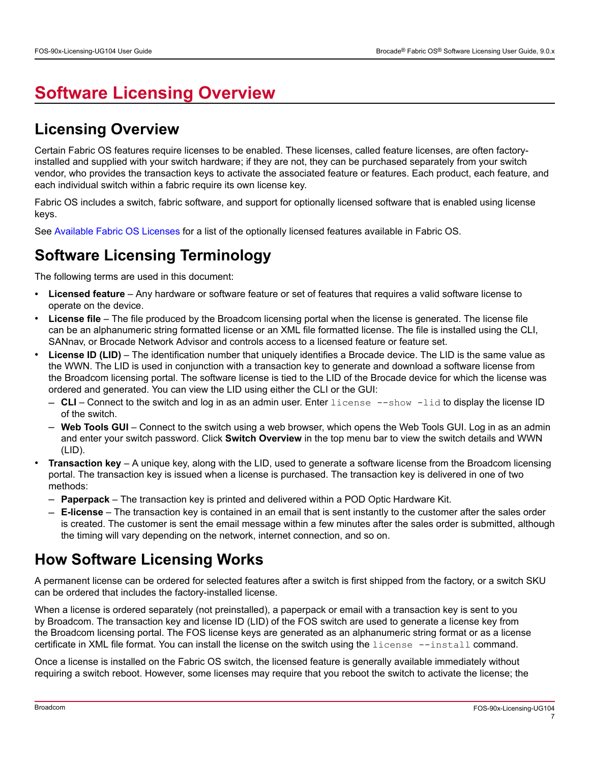# Software Licensing Overview

## Licensing Overview

Certain Fabric OS features require licenses to be enabled. These licenses, called feature licenses, are often factory-installed and supplied with your switch hardware; if they are not, they can be purchased separately from your switch vendor, who provides the transaction keys to activate the associated feature or features. Each product, each feature, and each individual switch within a fabric require its own license key.

Fabric OS includes a switch, fabric software, and support for optionally licensed software that is enabled using license keys.

See Available Fabric OS Licenses for a list of the optionally licensed features available in Fabric OS.

## Software Licensing Terminology

The following terms are used in this document:

- **Licensed feature** – Any hardware or software feature or set of features that requires a valid software license to operate on the device.
- **License file** – The file produced by the Broadcom licensing portal when the license is generated. The license file can be an alphanumeric string formatted license or an XML file formatted license. The file is installed using the CLI, SANnav, or Brocade Network Advisor and controls access to a licensed feature or feature set.
- **License ID (LID)** – The identification number that uniquely identifies a Brocade device. The LID is the same value as the WWN. The LID is used in conjunction with a transaction key to generate and download a software license from the Broadcom licensing portal. The software license is tied to the LID of the Brocade device for which the license was ordered and generated. You can view the LID using either the CLI or the GUI:
  - **CLI** – Connect to the switch and log in as an admin user. Enter `license --show -lid` to display the license ID of the switch.
  - **Web Tools GUI** – Connect to the switch using a web browser, which opens the Web Tools GUI. Log in as an admin and enter your switch password. Click **Switch Overview** in the top menu bar to view the switch details and WWN (LID).
- **Transaction key** – A unique key, along with the LID, used to generate a software license from the Broadcom licensing portal. The transaction key is issued when a license is purchased. The transaction key is delivered in one of two methods:
  - **Paperpack** – The transaction key is printed and delivered within a POD Optic Hardware Kit.
  - **E-license** – The transaction key is contained in an email that is sent instantly to the customer after the sales order is created. The customer is sent the email message within a few minutes after the sales order is submitted, although the timing will vary depending on the network, internet connection, and so on.

## How Software Licensing Works

A permanent license can be ordered for selected features after a switch is first shipped from the factory, or a switch SKU can be ordered that includes the factory-installed license.

When a license is ordered separately (not preinstalled), a paperpack or email with a transaction key is sent to you by Broadcom. The transaction key and license ID (LID) of the FOS switch are used to generate a license key from the Broadcom licensing portal. The FOS license keys are generated as an alphanumeric string format or as a license certificate in XML file format. You can install the license on the switch using the `license --install` command.

Once a license is installed on the Fabric OS switch, the licensed feature is generally available immediately without requiring a switch reboot. However, some licenses may require that you reboot the switch to activate the license; the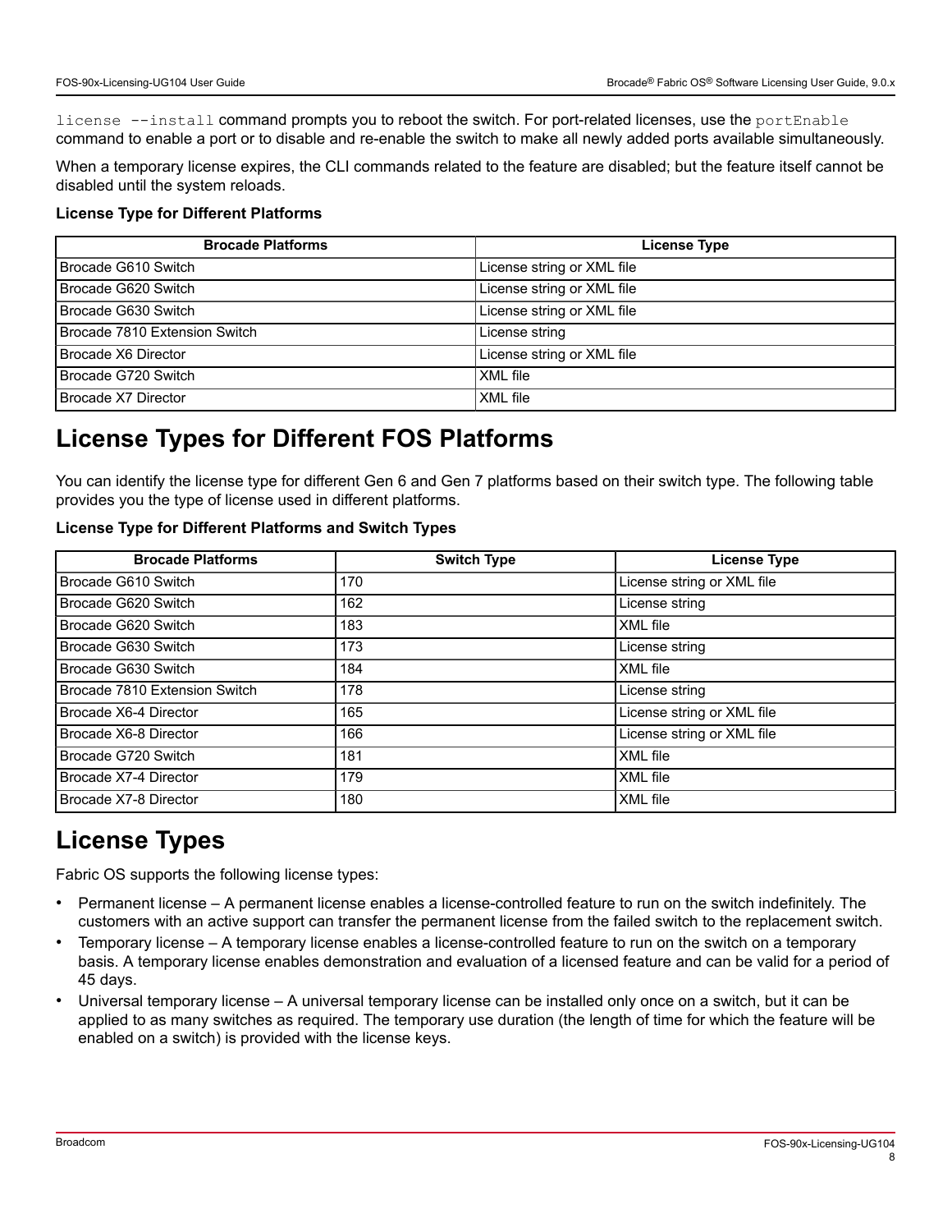`license --install` command prompts you to reboot the switch. For port-related licenses, use the `portEnable` command to enable a port or to disable and re-enable the switch to make all newly added ports available simultaneously.

When a temporary license expires, the CLI commands related to the feature are disabled; but the feature itself cannot be disabled until the system reloads.

**License Type for Different Platforms**

| Brocade Platforms | License Type |
|---|---|
| Brocade G610 Switch | License string or XML file |
| Brocade G620 Switch | License string or XML file |
| Brocade G630 Switch | License string or XML file |
| Brocade 7810 Extension Switch | License string |
| Brocade X6 Director | License string or XML file |
| Brocade G720 Switch | XML file |
| Brocade X7 Director | XML file |

## License Types for Different FOS Platforms

You can identify the license type for different Gen 6 and Gen 7 platforms based on their switch type. The following table provides you the type of license used in different platforms.

**License Type for Different Platforms and Switch Types**

| Brocade Platforms | Switch Type | License Type |
|---|---|---|
| Brocade G610 Switch | 170 | License string or XML file |
| Brocade G620 Switch | 162 | License string |
| Brocade G620 Switch | 183 | XML file |
| Brocade G630 Switch | 173 | License string |
| Brocade G630 Switch | 184 | XML file |
| Brocade 7810 Extension Switch | 178 | License string |
| Brocade X6-4 Director | 165 | License string or XML file |
| Brocade X6-8 Director | 166 | License string or XML file |
| Brocade G720 Switch | 181 | XML file |
| Brocade X7-4 Director | 179 | XML file |
| Brocade X7-8 Director | 180 | XML file |

## License Types

Fabric OS supports the following license types:

- Permanent license – A permanent license enables a license-controlled feature to run on the switch indefinitely. The customers with an active support can transfer the permanent license from the failed switch to the replacement switch.
- Temporary license – A temporary license enables a license-controlled feature to run on the switch on a temporary basis. A temporary license enables demonstration and evaluation of a licensed feature and can be valid for a period of 45 days.
- Universal temporary license – A universal temporary license can be installed only once on a switch, but it can be applied to as many switches as required. The temporary use duration (the length of time for which the feature will be enabled on a switch) is provided with the license keys.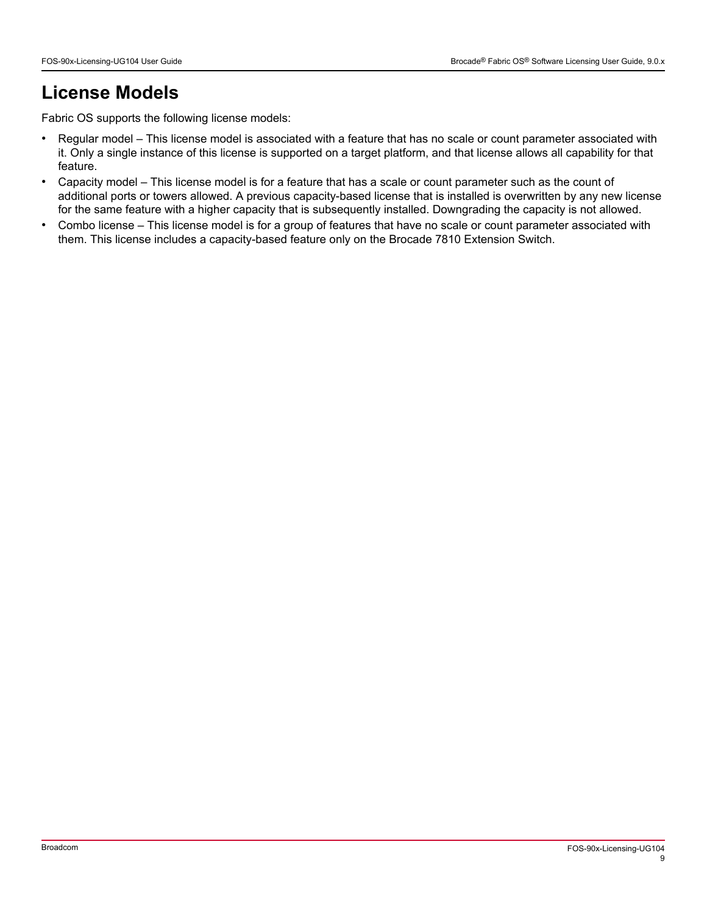# License Models

Fabric OS supports the following license models:

- Regular model – This license model is associated with a feature that has no scale or count parameter associated with it. Only a single instance of this license is supported on a target platform, and that license allows all capability for that feature.
- Capacity model – This license model is for a feature that has a scale or count parameter such as the count of additional ports or towers allowed. A previous capacity-based license that is installed is overwritten by any new license for the same feature with a higher capacity that is subsequently installed. Downgrading the capacity is not allowed.
- Combo license – This license model is for a group of features that have no scale or count parameter associated with them. This license includes a capacity-based feature only on the Brocade 7810 Extension Switch.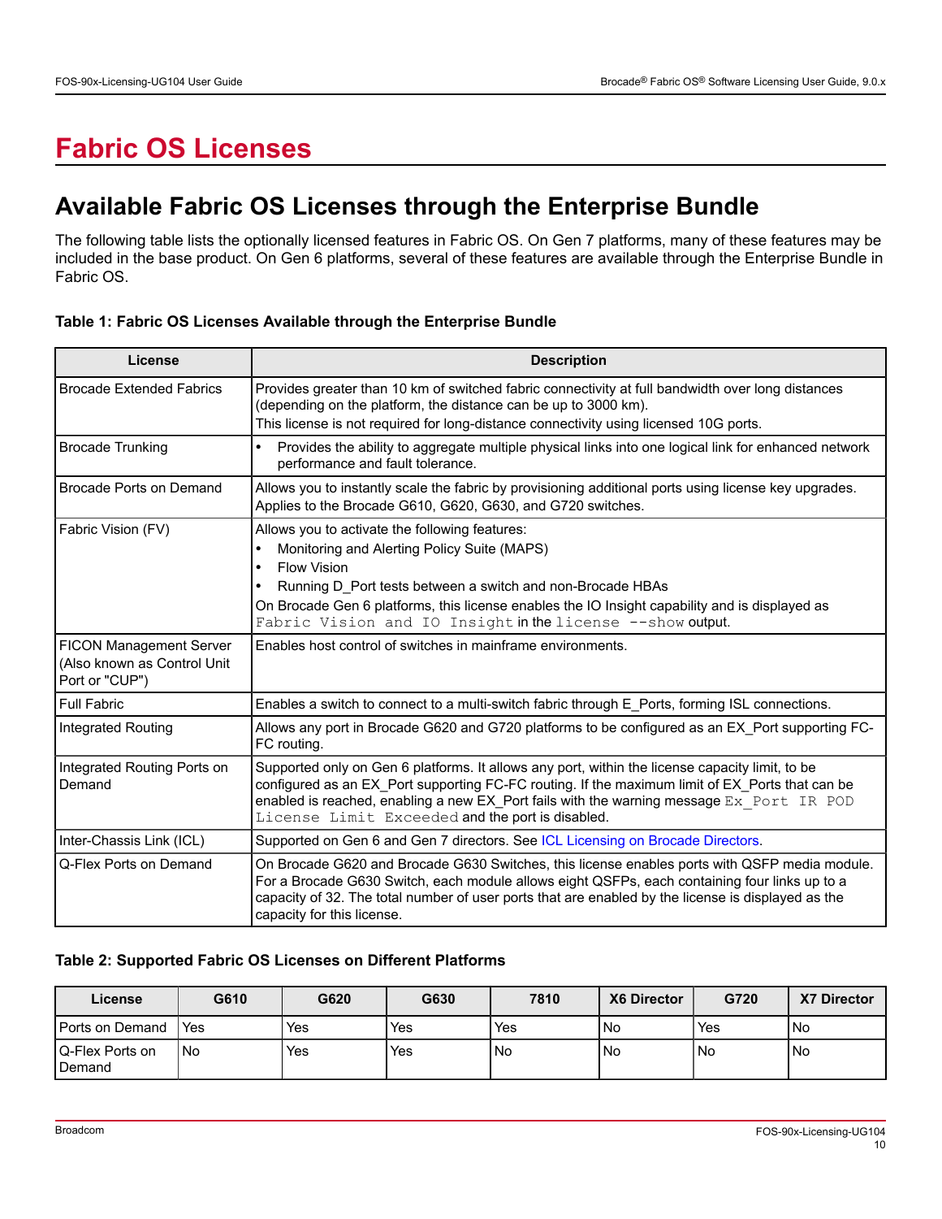# Fabric OS Licenses

## Available Fabric OS Licenses through the Enterprise Bundle

The following table lists the optionally licensed features in Fabric OS. On Gen 7 platforms, many of these features may be included in the base product. On Gen 6 platforms, several of these features are available through the Enterprise Bundle in Fabric OS.

**Table 1: Fabric OS Licenses Available through the Enterprise Bundle**

| License | Description |
|---|---|
| Brocade Extended Fabrics | Provides greater than 10 km of switched fabric connectivity at full bandwidth over long distances (depending on the platform, the distance can be up to 3000 km).<br>This license is not required for long-distance connectivity using licensed 10G ports. |
| Brocade Trunking | • Provides the ability to aggregate multiple physical links into one logical link for enhanced network performance and fault tolerance. |
| Brocade Ports on Demand | Allows you to instantly scale the fabric by provisioning additional ports using license key upgrades. Applies to the Brocade G610, G620, G630, and G720 switches. |
| Fabric Vision (FV) | Allows you to activate the following features:<br>• Monitoring and Alerting Policy Suite (MAPS)<br>• Flow Vision<br>• Running D_Port tests between a switch and non-Brocade HBAs<br>On Brocade Gen 6 platforms, this license enables the IO Insight capability and is displayed as `Fabric Vision and IO Insight` in the `license --show` output. |
| FICON Management Server (Also known as Control Unit Port or "CUP") | Enables host control of switches in mainframe environments. |
| Full Fabric | Enables a switch to connect to a multi-switch fabric through E_Ports, forming ISL connections. |
| Integrated Routing | Allows any port in Brocade G620 and G720 platforms to be configured as an EX_Port supporting FC-FC routing. |
| Integrated Routing Ports on Demand | Supported only on Gen 6 platforms. It allows any port, within the license capacity limit, to be configured as an EX_Port supporting FC-FC routing. If the maximum limit of EX_Ports that can be enabled is reached, enabling a new EX_Port fails with the warning message `Ex_Port IR POD License Limit Exceeded` and the port is disabled. |
| Inter-Chassis Link (ICL) | Supported on Gen 6 and Gen 7 directors. See ICL Licensing on Brocade Directors. |
| Q-Flex Ports on Demand | On Brocade G620 and Brocade G630 Switches, this license enables ports with QSFP media module. For a Brocade G630 Switch, each module allows eight QSFPs, each containing four links up to a capacity of 32. The total number of user ports that are enabled by the license is displayed as the capacity for this license. |

**Table 2: Supported Fabric OS Licenses on Different Platforms**

| License | G610 | G620 | G630 | 7810 | X6 Director | G720 | X7 Director |
|---|---|---|---|---|---|---|---|
| Ports on Demand | Yes | Yes | Yes | Yes | No | Yes | No |
| Q-Flex Ports on Demand | No | Yes | Yes | No | No | No | No |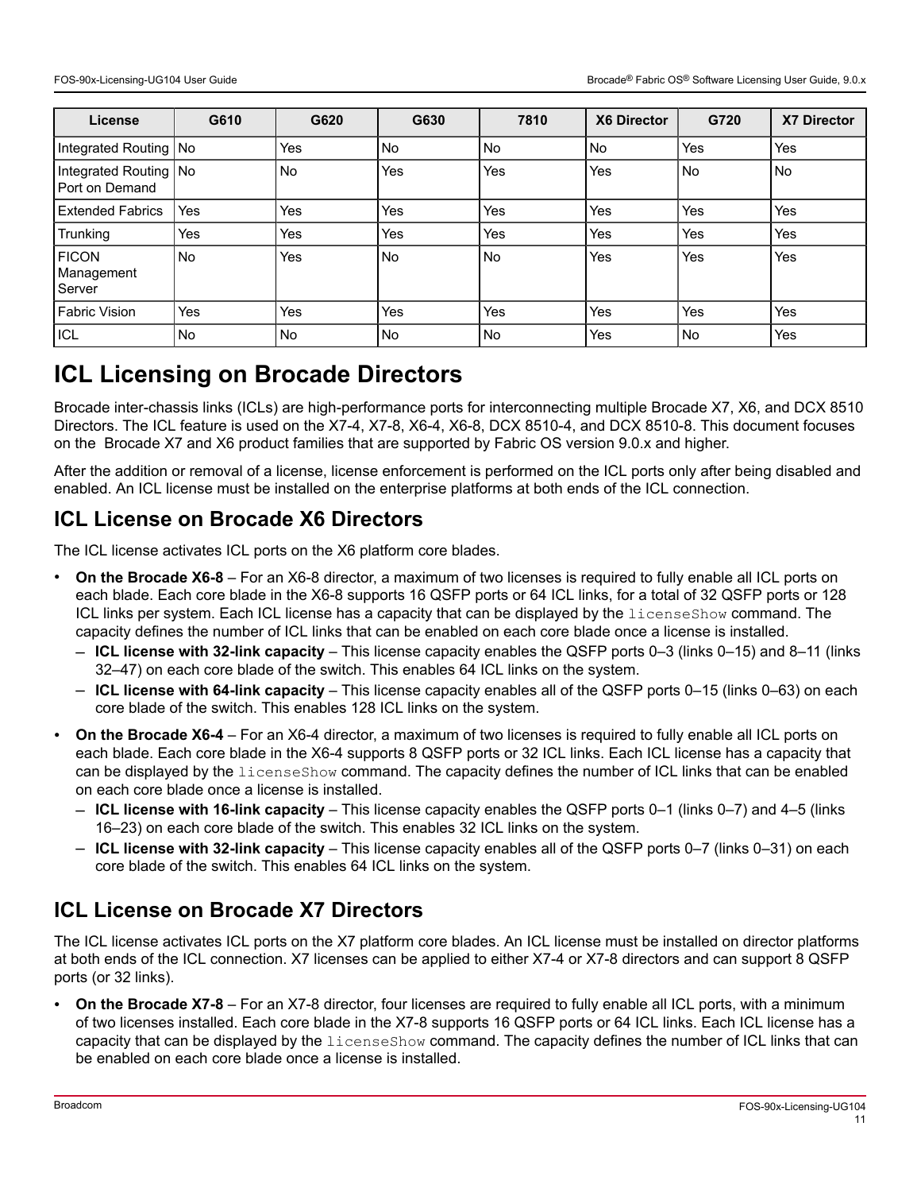| License | G610 | G620 | G630 | 7810 | X6 Director | G720 | X7 Director |
|---|---|---|---|---|---|---|---|
| Integrated Routing | No | Yes | No | No | No | Yes | Yes |
| Integrated Routing Port on Demand | No | No | Yes | Yes | Yes | No | No |
| Extended Fabrics | Yes | Yes | Yes | Yes | Yes | Yes | Yes |
| Trunking | Yes | Yes | Yes | Yes | Yes | Yes | Yes |
| FICON Management Server | No | Yes | No | No | Yes | Yes | Yes |
| Fabric Vision | Yes | Yes | Yes | Yes | Yes | Yes | Yes |
| ICL | No | No | No | No | Yes | No | Yes |

# ICL Licensing on Brocade Directors

Brocade inter-chassis links (ICLs) are high-performance ports for interconnecting multiple Brocade X7, X6, and DCX 8510 Directors. The ICL feature is used on the X7-4, X7-8, X6-4, X6-8, DCX 8510-4, and DCX 8510-8. This document focuses on the Brocade X7 and X6 product families that are supported by Fabric OS version 9.0.x and higher.

After the addition or removal of a license, license enforcement is performed on the ICL ports only after being disabled and enabled. An ICL license must be installed on the enterprise platforms at both ends of the ICL connection.

## ICL License on Brocade X6 Directors

The ICL license activates ICL ports on the X6 platform core blades.

- **On the Brocade X6-8** – For an X6-8 director, a maximum of two licenses is required to fully enable all ICL ports on each blade. Each core blade in the X6-8 supports 16 QSFP ports or 64 ICL links, for a total of 32 QSFP ports or 128 ICL links per system. Each ICL license has a capacity that can be displayed by the `licenseShow` command. The capacity defines the number of ICL links that can be enabled on each core blade once a license is installed.
  - **ICL license with 32-link capacity** – This license capacity enables the QSFP ports 0–3 (links 0–15) and 8–11 (links 32–47) on each core blade of the switch. This enables 64 ICL links on the system.
  - **ICL license with 64-link capacity** – This license capacity enables all of the QSFP ports 0–15 (links 0–63) on each core blade of the switch. This enables 128 ICL links on the system.
- **On the Brocade X6-4** – For an X6-4 director, a maximum of two licenses is required to fully enable all ICL ports on each blade. Each core blade in the X6-4 supports 8 QSFP ports or 32 ICL links. Each ICL license has a capacity that can be displayed by the `licenseShow` command. The capacity defines the number of ICL links that can be enabled on each core blade once a license is installed.
  - **ICL license with 16-link capacity** – This license capacity enables the QSFP ports 0–1 (links 0–7) and 4–5 (links 16–23) on each core blade of the switch. This enables 32 ICL links on the system.
  - **ICL license with 32-link capacity** – This license capacity enables all of the QSFP ports 0–7 (links 0–31) on each core blade of the switch. This enables 64 ICL links on the system.

## ICL License on Brocade X7 Directors

The ICL license activates ICL ports on the X7 platform core blades. An ICL license must be installed on director platforms at both ends of the ICL connection. X7 licenses can be applied to either X7-4 or X7-8 directors and can support 8 QSFP ports (or 32 links).

- **On the Brocade X7-8** – For an X7-8 director, four licenses are required to fully enable all ICL ports, with a minimum of two licenses installed. Each core blade in the X7-8 supports 16 QSFP ports or 64 ICL links. Each ICL license has a capacity that can be displayed by the `licenseShow` command. The capacity defines the number of ICL links that can be enabled on each core blade once a license is installed.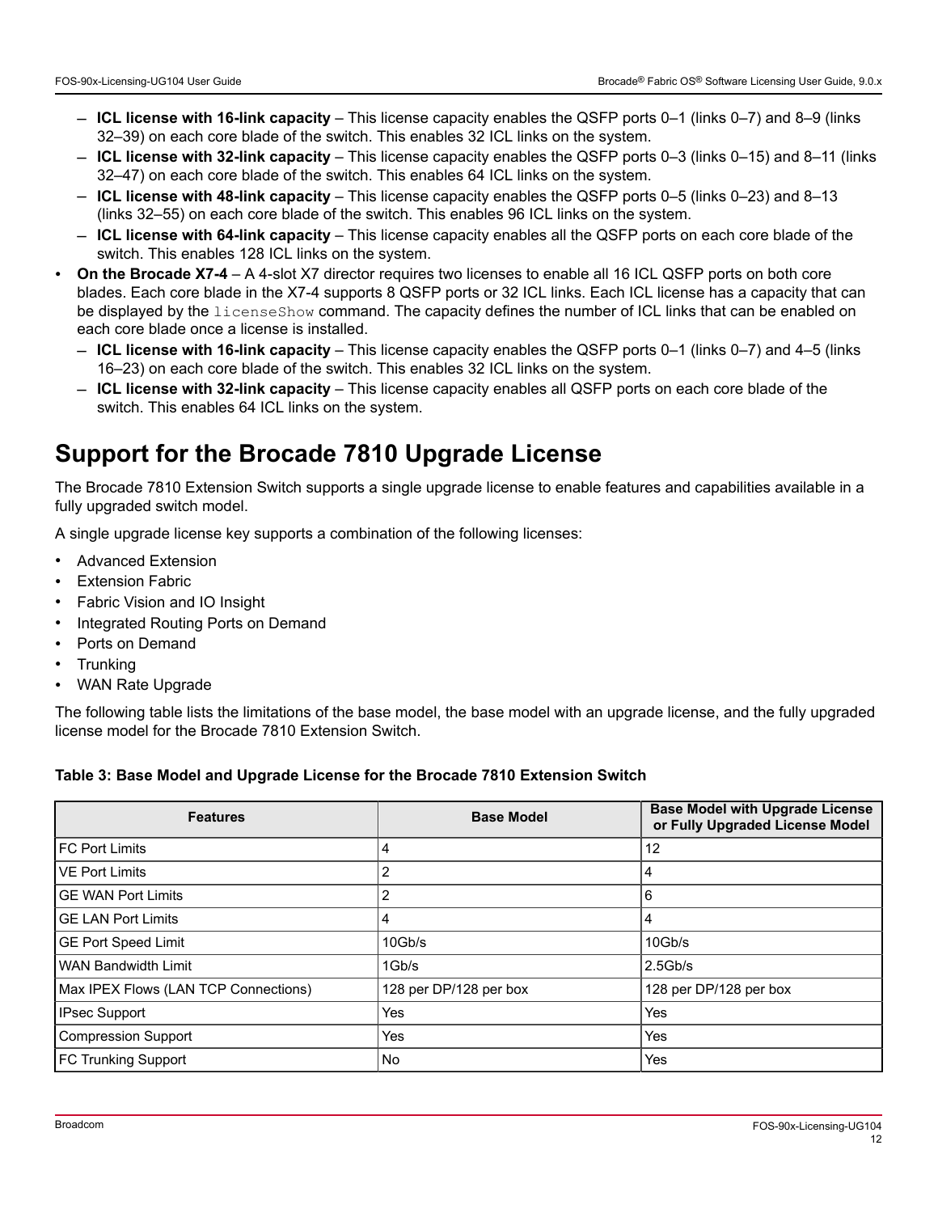- **ICL license with 16-link capacity** – This license capacity enables the QSFP ports 0–1 (links 0–7) and 8–9 (links 32–39) on each core blade of the switch. This enables 32 ICL links on the system.
  - **ICL license with 32-link capacity** – This license capacity enables the QSFP ports 0–3 (links 0–15) and 8–11 (links 32–47) on each core blade of the switch. This enables 64 ICL links on the system.
  - **ICL license with 48-link capacity** – This license capacity enables the QSFP ports 0–5 (links 0–23) and 8–13 (links 32–55) on each core blade of the switch. This enables 96 ICL links on the system.
  - **ICL license with 64-link capacity** – This license capacity enables all the QSFP ports on each core blade of the switch. This enables 128 ICL links on the system.
- **On the Brocade X7-4** – A 4-slot X7 director requires two licenses to enable all 16 ICL QSFP ports on both core blades. Each core blade in the X7-4 supports 8 QSFP ports or 32 ICL links. Each ICL license has a capacity that can be displayed by the `licenseShow` command. The capacity defines the number of ICL links that can be enabled on each core blade once a license is installed.
  - **ICL license with 16-link capacity** – This license capacity enables the QSFP ports 0–1 (links 0–7) and 4–5 (links 16–23) on each core blade of the switch. This enables 32 ICL links on the system.
  - **ICL license with 32-link capacity** – This license capacity enables all QSFP ports on each core blade of the switch. This enables 64 ICL links on the system.

# Support for the Brocade 7810 Upgrade License

The Brocade 7810 Extension Switch supports a single upgrade license to enable features and capabilities available in a fully upgraded switch model.

A single upgrade license key supports a combination of the following licenses:

- Advanced Extension
- Extension Fabric
- Fabric Vision and IO Insight
- Integrated Routing Ports on Demand
- Ports on Demand
- Trunking
- WAN Rate Upgrade

The following table lists the limitations of the base model, the base model with an upgrade license, and the fully upgraded license model for the Brocade 7810 Extension Switch.

**Table 3: Base Model and Upgrade License for the Brocade 7810 Extension Switch**

| Features | Base Model | Base Model with Upgrade License or Fully Upgraded License Model |
|---|---|---|
| FC Port Limits | 4 | 12 |
| VE Port Limits | 2 | 4 |
| GE WAN Port Limits | 2 | 6 |
| GE LAN Port Limits | 4 | 4 |
| GE Port Speed Limit | 10Gb/s | 10Gb/s |
| WAN Bandwidth Limit | 1Gb/s | 2.5Gb/s |
| Max IPEX Flows (LAN TCP Connections) | 128 per DP/128 per box | 128 per DP/128 per box |
| IPsec Support | Yes | Yes |
| Compression Support | Yes | Yes |
| FC Trunking Support | No | Yes |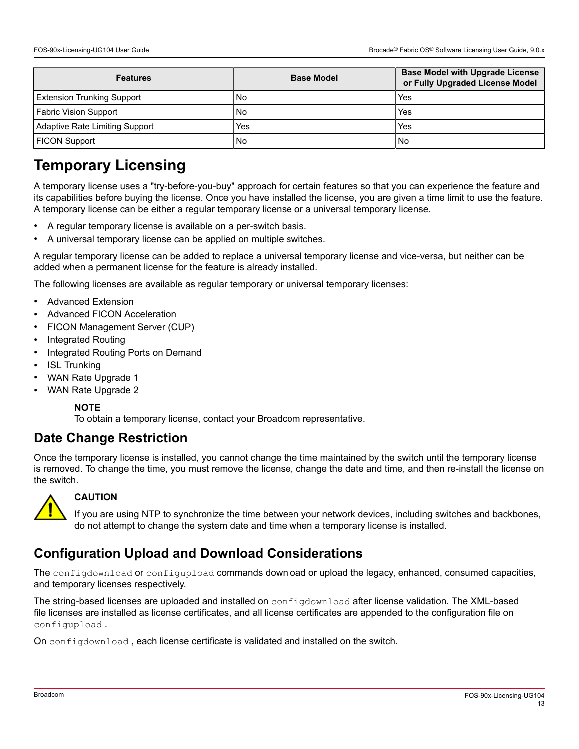| Features | Base Model | Base Model with Upgrade License or Fully Upgraded License Model |
|---|---|---|
| Extension Trunking Support | No | Yes |
| Fabric Vision Support | No | Yes |
| Adaptive Rate Limiting Support | Yes | Yes |
| FICON Support | No | No |

# Temporary Licensing

A temporary license uses a "try-before-you-buy" approach for certain features so that you can experience the feature and its capabilities before buying the license. Once you have installed the license, you are given a time limit to use the feature. A temporary license can be either a regular temporary license or a universal temporary license.

- A regular temporary license is available on a per-switch basis.
- A universal temporary license can be applied on multiple switches.

A regular temporary license can be added to replace a universal temporary license and vice-versa, but neither can be added when a permanent license for the feature is already installed.

The following licenses are available as regular temporary or universal temporary licenses:

- Advanced Extension
- Advanced FICON Acceleration
- FICON Management Server (CUP)
- Integrated Routing
- Integrated Routing Ports on Demand
- ISL Trunking
- WAN Rate Upgrade 1
- WAN Rate Upgrade 2

**NOTE**
To obtain a temporary license, contact your Broadcom representative.

## Date Change Restriction

Once the temporary license is installed, you cannot change the time maintained by the switch until the temporary license is removed. To change the time, you must remove the license, change the date and time, and then re-install the license on the switch.

**CAUTION**
If you are using NTP to synchronize the time between your network devices, including switches and backbones, do not attempt to change the system date and time when a temporary license is installed.

## Configuration Upload and Download Considerations

The `configdownload` or `configupload` commands download or upload the legacy, enhanced, consumed capacities, and temporary licenses respectively.

The string-based licenses are uploaded and installed on `configdownload` after license validation. The XML-based file licenses are installed as license certificates, and all license certificates are appended to the configuration file on `configupload`.

On `configdownload` , each license certificate is validated and installed on the switch.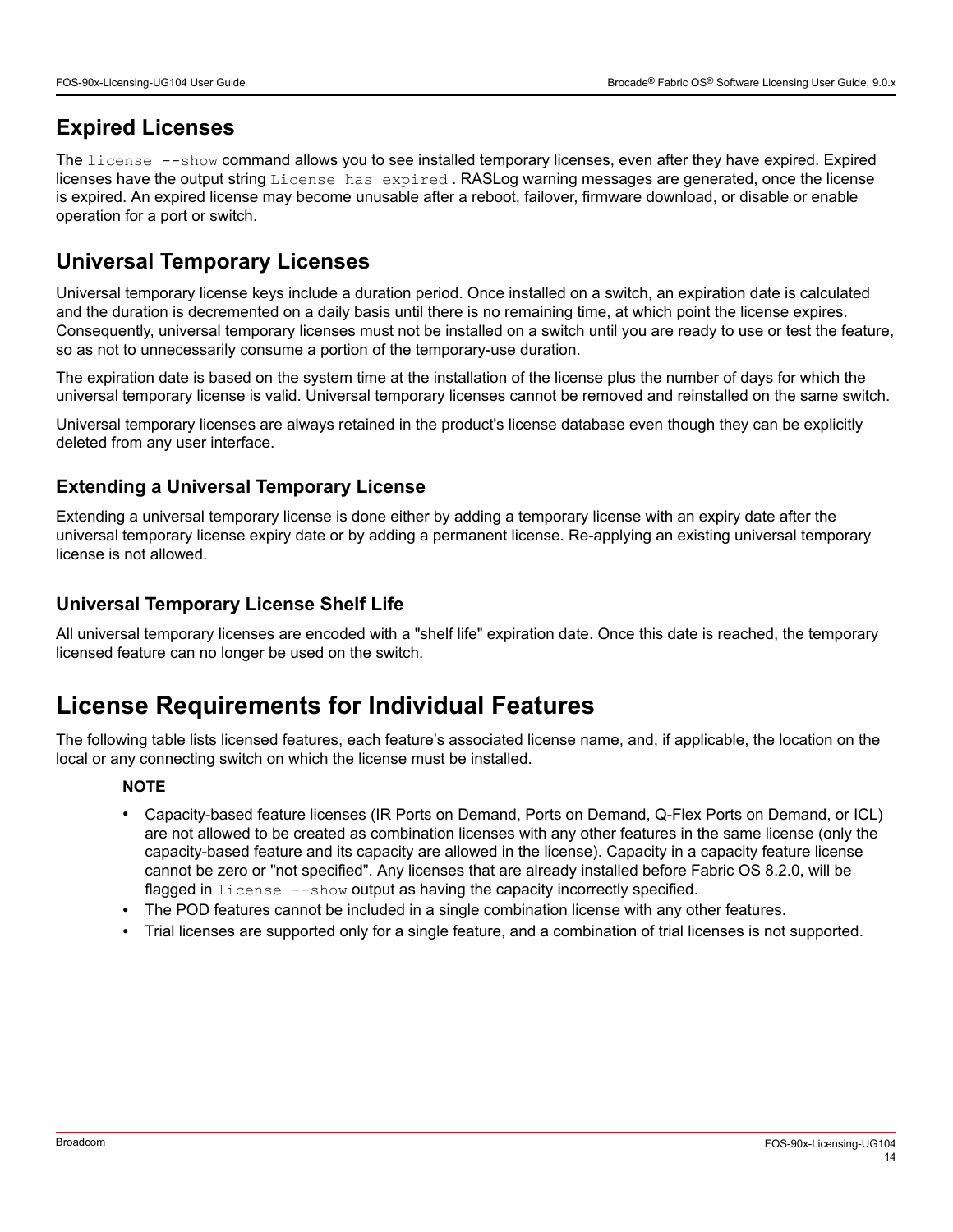## Expired Licenses

The `license --show` command allows you to see installed temporary licenses, even after they have expired. Expired licenses have the output string `License has expired`. RASLog warning messages are generated, once the license is expired. An expired license may become unusable after a reboot, failover, firmware download, or disable or enable operation for a port or switch.

## Universal Temporary Licenses

Universal temporary license keys include a duration period. Once installed on a switch, an expiration date is calculated and the duration is decremented on a daily basis until there is no remaining time, at which point the license expires. Consequently, universal temporary licenses must not be installed on a switch until you are ready to use or test the feature, so as not to unnecessarily consume a portion of the temporary-use duration.

The expiration date is based on the system time at the installation of the license plus the number of days for which the universal temporary license is valid. Universal temporary licenses cannot be removed and reinstalled on the same switch.

Universal temporary licenses are always retained in the product's license database even though they can be explicitly deleted from any user interface.

### Extending a Universal Temporary License

Extending a universal temporary license is done either by adding a temporary license with an expiry date after the universal temporary license expiry date or by adding a permanent license. Re-applying an existing universal temporary license is not allowed.

### Universal Temporary License Shelf Life

All universal temporary licenses are encoded with a "shelf life" expiration date. Once this date is reached, the temporary licensed feature can no longer be used on the switch.

# License Requirements for Individual Features

The following table lists licensed features, each feature’s associated license name, and, if applicable, the location on the local or any connecting switch on which the license must be installed.

**NOTE**

- Capacity-based feature licenses (IR Ports on Demand, Ports on Demand, Q-Flex Ports on Demand, or ICL) are not allowed to be created as combination licenses with any other features in the same license (only the capacity-based feature and its capacity are allowed in the license). Capacity in a capacity feature license cannot be zero or "not specified". Any licenses that are already installed before Fabric OS 8.2.0, will be flagged in `license --show` output as having the capacity incorrectly specified.
- The POD features cannot be included in a single combination license with any other features.
- Trial licenses are supported only for a single feature, and a combination of trial licenses is not supported.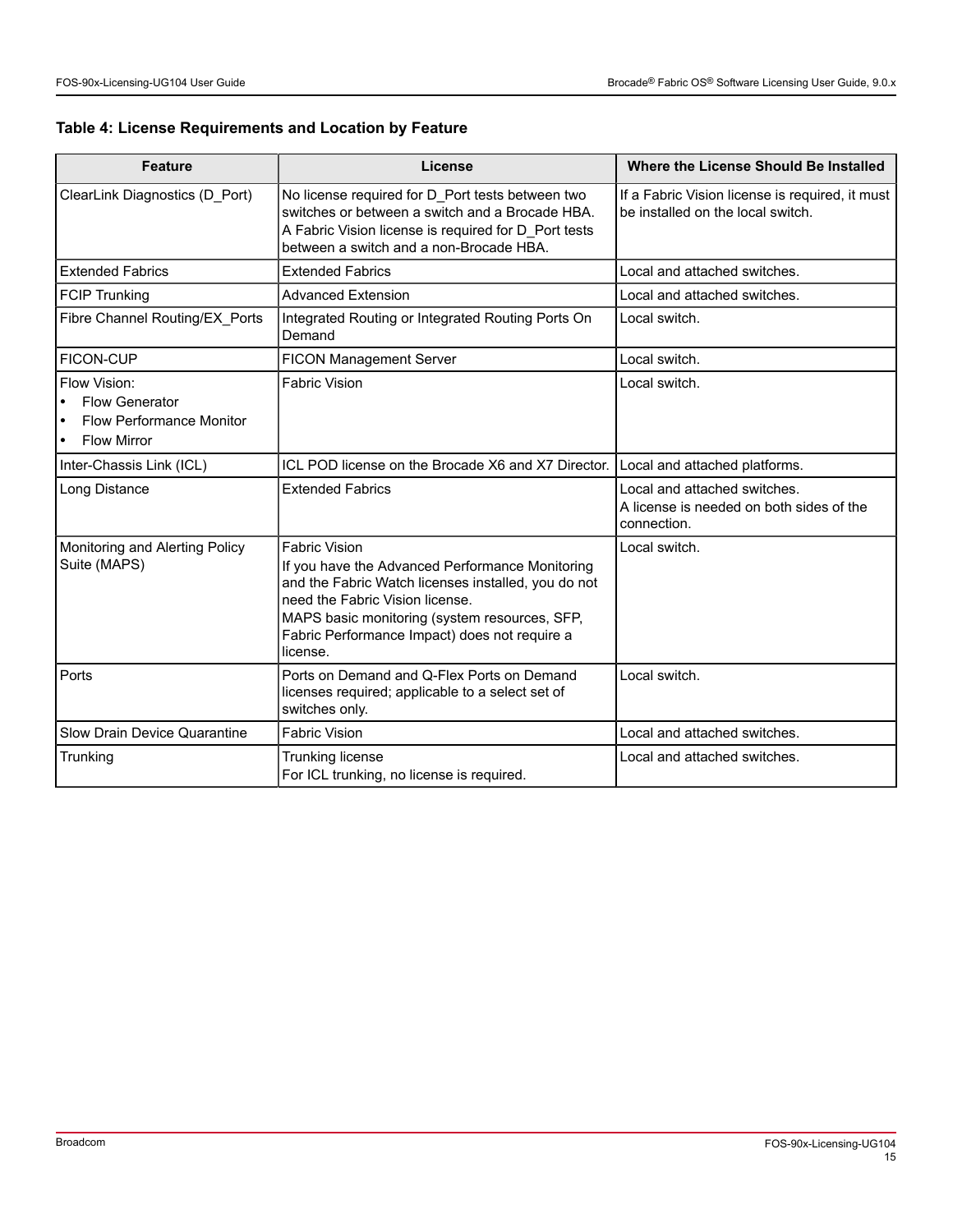**Table 4: License Requirements and Location by Feature**

| Feature | License | Where the License Should Be Installed |
|---|---|---|
| ClearLink Diagnostics (D_Port) | No license required for D_Port tests between two switches or between a switch and a Brocade HBA.<br>A Fabric Vision license is required for D_Port tests between a switch and a non-Brocade HBA. | If a Fabric Vision license is required, it must be installed on the local switch. |
| Extended Fabrics | Extended Fabrics | Local and attached switches. |
| FCIP Trunking | Advanced Extension | Local and attached switches. |
| Fibre Channel Routing/EX_Ports | Integrated Routing or Integrated Routing Ports On Demand | Local switch. |
| FICON-CUP | FICON Management Server | Local switch. |
| Flow Vision:<br>• Flow Generator<br>• Flow Performance Monitor<br>• Flow Mirror | Fabric Vision | Local switch. |
| Inter-Chassis Link (ICL) | ICL POD license on the Brocade X6 and X7 Director. | Local and attached platforms. |
| Long Distance | Extended Fabrics | Local and attached switches.<br>A license is needed on both sides of the connection. |
| Monitoring and Alerting Policy Suite (MAPS) | Fabric Vision<br>If you have the Advanced Performance Monitoring and the Fabric Watch licenses installed, you do not need the Fabric Vision license.<br>MAPS basic monitoring (system resources, SFP, Fabric Performance Impact) does not require a license. | Local switch. |
| Ports | Ports on Demand and Q-Flex Ports on Demand licenses required; applicable to a select set of switches only. | Local switch. |
| Slow Drain Device Quarantine | Fabric Vision | Local and attached switches. |
| Trunking | Trunking license<br>For ICL trunking, no license is required. | Local and attached switches. |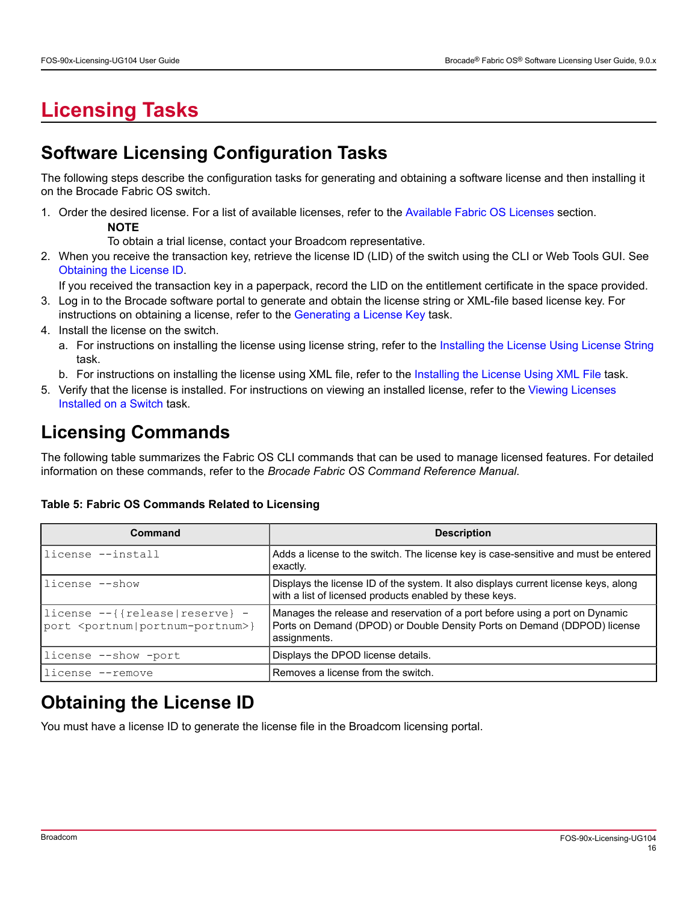# Licensing Tasks

## Software Licensing Configuration Tasks

The following steps describe the configuration tasks for generating and obtaining a software license and then installing it on the Brocade Fabric OS switch.

1. Order the desired license. For a list of available licenses, refer to the Available Fabric OS Licenses section.

   **NOTE**

   To obtain a trial license, contact your Broadcom representative.

2. When you receive the transaction key, retrieve the license ID (LID) of the switch using the CLI or Web Tools GUI. See Obtaining the License ID.

   If you received the transaction key in a paperpack, record the LID on the entitlement certificate in the space provided.

3. Log in to the Brocade software portal to generate and obtain the license string or XML-file based license key. For instructions on obtaining a license, refer to the Generating a License Key task.
4. Install the license on the switch.
   a. For instructions on installing the license using license string, refer to the Installing the License Using License String task.
   b. For instructions on installing the license using XML file, refer to the Installing the License Using XML File task.
5. Verify that the license is installed. For instructions on viewing an installed license, refer to the Viewing Licenses Installed on a Switch task.

## Licensing Commands

The following table summarizes the Fabric OS CLI commands that can be used to manage licensed features. For detailed information on these commands, refer to the *Brocade Fabric OS Command Reference Manual*.

**Table 5: Fabric OS Commands Related to Licensing**

| Command | Description |
|---|---|
| `license --install` | Adds a license to the switch. The license key is case-sensitive and must be entered exactly. |
| `license --show` | Displays the license ID of the system. It also displays current license keys, along with a list of licensed products enabled by these keys. |
| `license --{{release|reserve} -port <portnum|portnum-portnum>}` | Manages the release and reservation of a port before using a port on Dynamic Ports on Demand (DPOD) or Double Density Ports on Demand (DDPOD) license assignments. |
| `license --show -port` | Displays the DPOD license details. |
| `license --remove` | Removes a license from the switch. |

## Obtaining the License ID

You must have a license ID to generate the license file in the Broadcom licensing portal.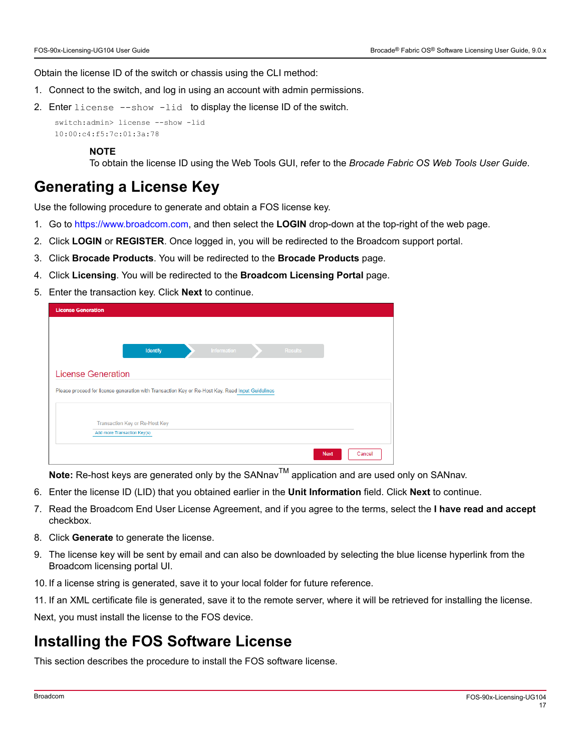Obtain the license ID of the switch or chassis using the CLI method:

1. Connect to the switch, and log in using an account with admin permissions.
2. Enter `license --show -lid` to display the license ID of the switch.

```
switch:admin> license --show -lid
10:00:c4:f5:7c:01:3a:78
```

**NOTE**
To obtain the license ID using the Web Tools GUI, refer to the *Brocade Fabric OS Web Tools User Guide*.

# Generating a License Key

Use the following procedure to generate and obtain a FOS license key.

1. Go to https://www.broadcom.com, and then select the **LOGIN** drop-down at the top-right of the web page.
2. Click **LOGIN** or **REGISTER**. Once logged in, you will be redirected to the Broadcom support portal.
3. Click **Brocade Products**. You will be redirected to the **Brocade Products** page.
4. Click **Licensing**. You will be redirected to the **Broadcom Licensing Portal** page.
5. Enter the transaction key. Click **Next** to continue.

   License Generation

   Identify | Information | Results

   License Generation

   Please proceed for license generation with Transaction Key or Re-Host Key. Read Input Guidelines

   Transaction Key or Re-Host Key

   Add more Transaction Key(s)

   Next | Cancel

   **Note:** Re-host keys are generated only by the SANnav™ application and are used only on SANnav.
6. Enter the license ID (LID) that you obtained earlier in the **Unit Information** field. Click **Next** to continue.
7. Read the Broadcom End User License Agreement, and if you agree to the terms, select the **I have read and accept** checkbox.
8. Click **Generate** to generate the license.
9. The license key will be sent by email and can also be downloaded by selecting the blue license hyperlink from the Broadcom licensing portal UI.
10. If a license string is generated, save it to your local folder for future reference.
11. If an XML certificate file is generated, save it to the remote server, where it will be retrieved for installing the license.

Next, you must install the license to the FOS device.

# Installing the FOS Software License

This section describes the procedure to install the FOS software license.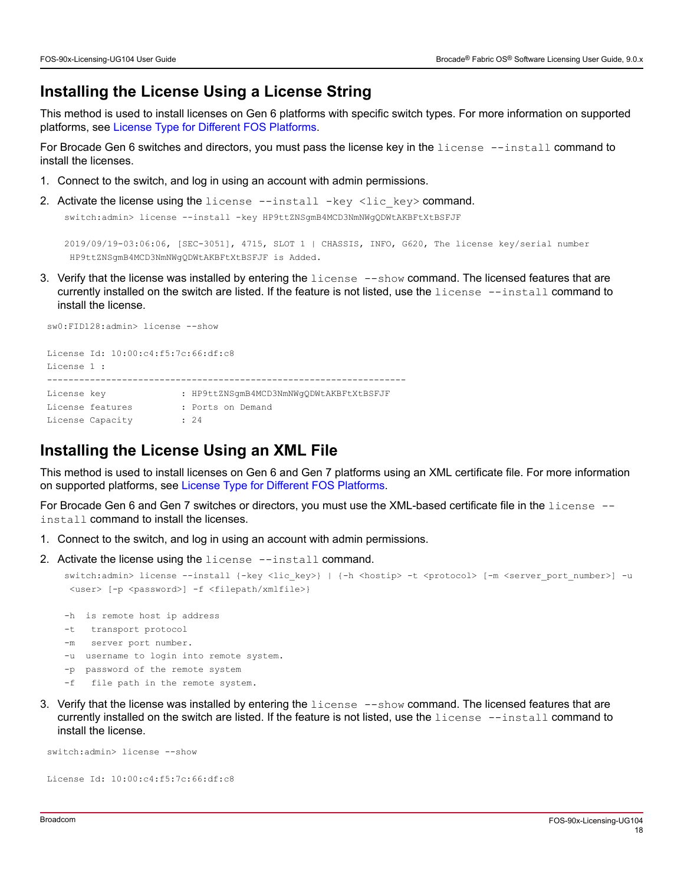## Installing the License Using a License String

This method is used to install licenses on Gen 6 platforms with specific switch types. For more information on supported platforms, see License Type for Different FOS Platforms.

For Brocade Gen 6 switches and directors, you must pass the license key in the `license --install` command to install the licenses.

1. Connect to the switch, and log in using an account with admin permissions.
2. Activate the license using the `license --install -key <lic_key>` command.

   ```
   switch:admin> license --install -key HP9ttZNSgmB4MCD3NmNWgQDWtAKBFtXtBSFJF

   2019/09/19-03:06:06, [SEC-3051], 4715, SLOT 1 | CHASSIS, INFO, G620, The license key/serial number
    HP9ttZNSgmB4MCD3NmNWgQDWtAKBFtXtBSFJF is Added.
   ```

3. Verify that the license was installed by entering the `license --show` command. The licensed features that are currently installed on the switch are listed. If the feature is not listed, use the `license --install` command to install the license.

```
sw0:FID128:admin> license --show

License Id: 10:00:c4:f5:7c:66:df:c8
License 1 :
-------------------------------------------------------------------
License key              : HP9ttZNSgmB4MCD3NmNWgQDWtAKBFtXtBSFJF
License features         : Ports on Demand
License Capacity         : 24
```

## Installing the License Using an XML File

This method is used to install licenses on Gen 6 and Gen 7 platforms using an XML certificate file. For more information on supported platforms, see License Type for Different FOS Platforms.

For Brocade Gen 6 and Gen 7 switches or directors, you must use the XML-based certificate file in the `license --install` command to install the licenses.

1. Connect to the switch, and log in using an account with admin permissions.
2. Activate the license using the `license --install` command.

   ```
   switch:admin> license --install {-key <lic_key>} | {-h <hostip> -t <protocol> [-m <server_port_number>] -u
    <user> [-p <password>] -f <filepath/xmlfile>}

   -h  is remote host ip address
   -t   transport protocol
   -m   server port number.
   -u  username to login into remote system.
   -p  password of the remote system
   -f   file path in the remote system.
   ```

3. Verify that the license was installed by entering the `license --show` command. The licensed features that are currently installed on the switch are listed. If the feature is not listed, use the `license --install` command to install the license.

```
switch:admin> license --show

License Id: 10:00:c4:f5:7c:66:df:c8
```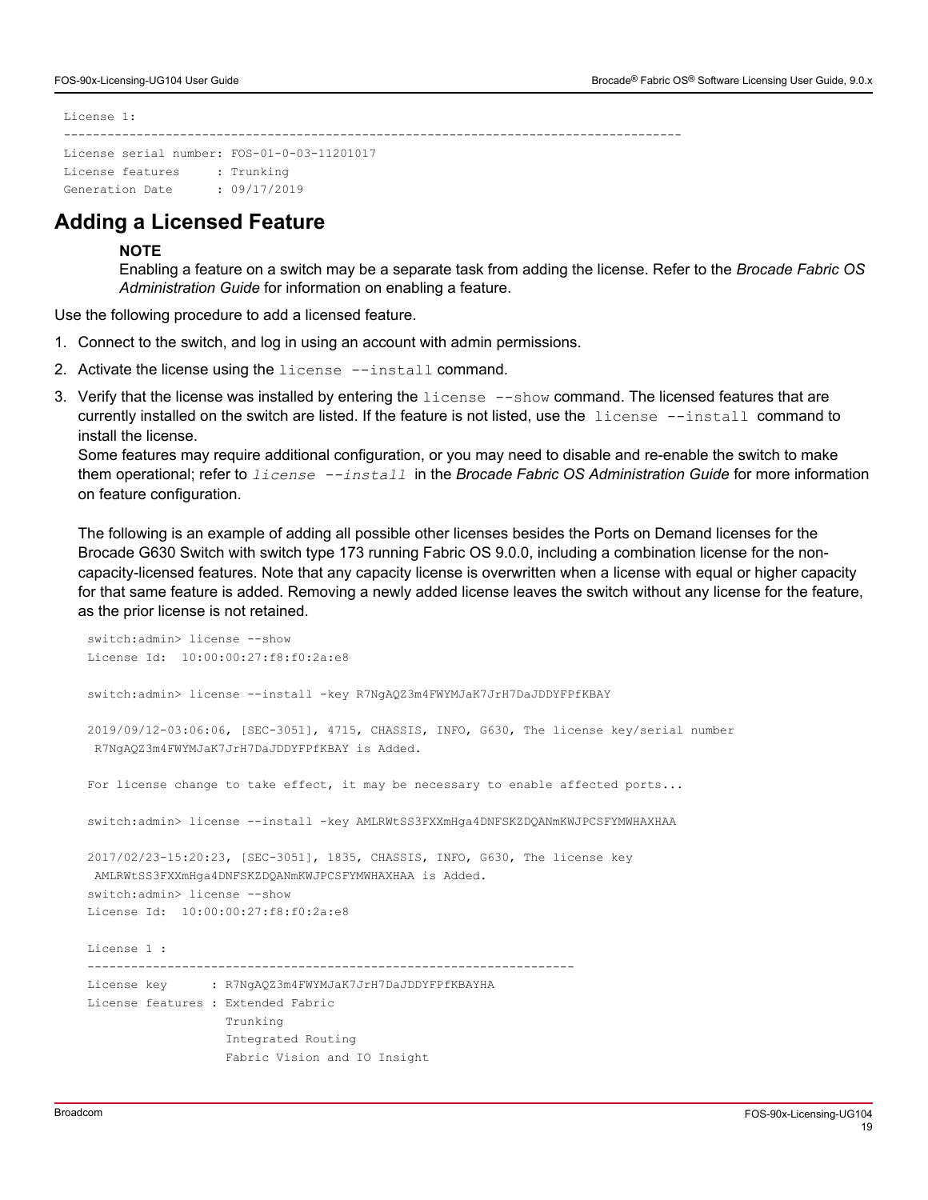```
License 1:
--------------------------------------------------------------------------------
License serial number: FOS-01-0-03-11201017
License features     : Trunking
Generation Date      : 09/17/2019
```

## Adding a Licensed Feature

**NOTE**

Enabling a feature on a switch may be a separate task from adding the license. Refer to the *Brocade Fabric OS Administration Guide* for information on enabling a feature.

Use the following procedure to add a licensed feature.

1. Connect to the switch, and log in using an account with admin permissions.
2. Activate the license using the `license --install` command.
3. Verify that the license was installed by entering the `license --show` command. The licensed features that are currently installed on the switch are listed. If the feature is not listed, use the `license --install` command to install the license.
   Some features may require additional configuration, or you may need to disable and re-enable the switch to make them operational; refer to *`license --install`* in the *Brocade Fabric OS Administration Guide* for more information on feature configuration.

   The following is an example of adding all possible other licenses besides the Ports on Demand licenses for the Brocade G630 Switch with switch type 173 running Fabric OS 9.0.0, including a combination license for the non-capacity-licensed features. Note that any capacity license is overwritten when a license with equal or higher capacity for that same feature is added. Removing a newly added license leaves the switch without any license for the feature, as the prior license is not retained.

```
switch:admin> license --show
License Id:  10:00:00:27:f8:f0:2a:e8

switch:admin> license --install -key R7NgAQZ3m4FWYMJaK7JrH7DaJDDYFPfKBAY

2019/09/12-03:06:06, [SEC-3051], 4715, CHASSIS, INFO, G630, The license key/serial number
 R7NgAQZ3m4FWYMJaK7JrH7DaJDDYFPfKBAY is Added.

For license change to take effect, it may be necessary to enable affected ports...

switch:admin> license --install -key AMLRWtSS3FXXmHga4DNFSKZDQANmKWJPCSFYMWHAXHAA

2017/02/23-15:20:23, [SEC-3051], 1835, CHASSIS, INFO, G630, The license key
 AMLRWtSS3FXXmHga4DNFSKZDQANmKWJPCSFYMWHAXHAA is Added.
switch:admin> license --show
License Id:  10:00:00:27:f8:f0:2a:e8

License 1 :
-------------------------------------------------------------------
License key      : R7NgAQZ3m4FWYMJaK7JrH7DaJDDYFPfKBAYHA
License features : Extended Fabric
                   Trunking
                   Integrated Routing
                   Fabric Vision and IO Insight
```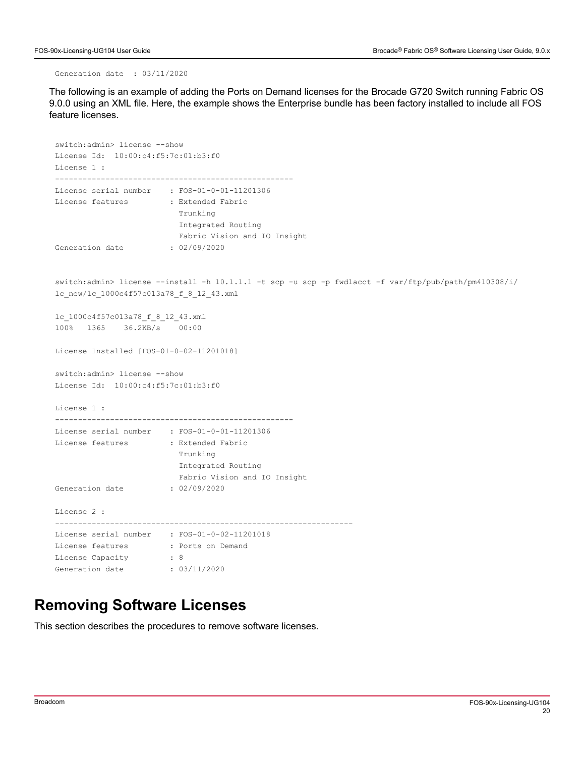```
Generation date  : 03/11/2020
```

The following is an example of adding the Ports on Demand licenses for the Brocade G720 Switch running Fabric OS 9.0.0 using an XML file. Here, the example shows the Enterprise bundle has been factory installed to include all FOS feature licenses.

```
switch:admin> license --show
License Id:  10:00:c4:f5:7c:01:b3:f0
License 1 :
----------------------------------------------------
License serial number    : FOS-01-0-01-11201306
License features         : Extended Fabric
                           Trunking
                           Integrated Routing
                           Fabric Vision and IO Insight
Generation date          : 02/09/2020


switch:admin> license --install -h 10.1.1.1 -t scp -u scp -p fwdlacct -f var/ftp/pub/path/pm410308/i/
lc_new/lc_1000c4f57c013a78_f_8_12_43.xml

lc_1000c4f57c013a78_f_8_12_43.xml
100%   1365    36.2KB/s    00:00

License Installed [FOS-01-0-02-11201018]

switch:admin> license --show
License Id:  10:00:c4:f5:7c:01:b3:f0

License 1 :
----------------------------------------------------
License serial number    : FOS-01-0-01-11201306
License features         : Extended Fabric
                           Trunking
                           Integrated Routing
                           Fabric Vision and IO Insight
Generation date          : 02/09/2020

License 2 :
-----------------------------------------------------------------
License serial number    : FOS-01-0-02-11201018
License features         : Ports on Demand
License Capacity         : 8
Generation date          : 03/11/2020
```

# Removing Software Licenses

This section describes the procedures to remove software licenses.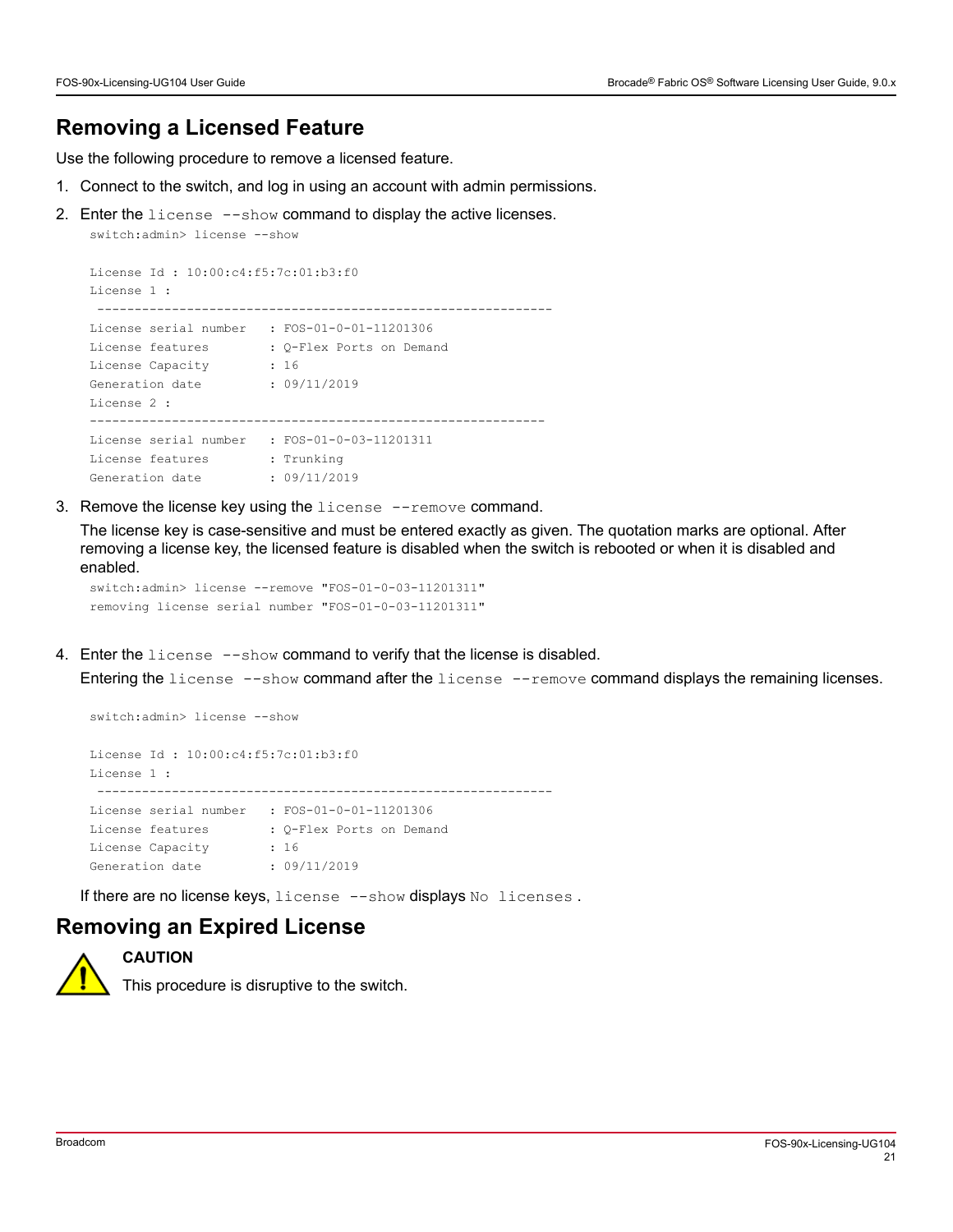## Removing a Licensed Feature

Use the following procedure to remove a licensed feature.

1. Connect to the switch, and log in using an account with admin permissions.
2. Enter the `license --show` command to display the active licenses.

```
switch:admin> license --show

License Id : 10:00:c4:f5:7c:01:b3:f0
License 1 :
 -------------------------------------------------------------
License serial number   : FOS-01-0-01-11201306
License features        : Q-Flex Ports on Demand
License Capacity        : 16
Generation date         : 09/11/2019
License 2 :
-------------------------------------------------------------
License serial number   : FOS-01-0-03-11201311
License features        : Trunking
Generation date         : 09/11/2019
```

3. Remove the license key using the `license --remove` command.

   The license key is case-sensitive and must be entered exactly as given. The quotation marks are optional. After removing a license key, the licensed feature is disabled when the switch is rebooted or when it is disabled and enabled.

```
switch:admin> license --remove "FOS-01-0-03-11201311"
removing license serial number "FOS-01-0-03-11201311"
```

4. Enter the `license --show` command to verify that the license is disabled.

   Entering the `license --show` command after the `license --remove` command displays the remaining licenses.

```
switch:admin> license --show

License Id : 10:00:c4:f5:7c:01:b3:f0
License 1 :
 -------------------------------------------------------------
License serial number   : FOS-01-0-01-11201306
License features        : Q-Flex Ports on Demand
License Capacity        : 16
Generation date         : 09/11/2019
```

   If there are no license keys, `license --show` displays `No licenses`.

## Removing an Expired License

**CAUTION**

This procedure is disruptive to the switch.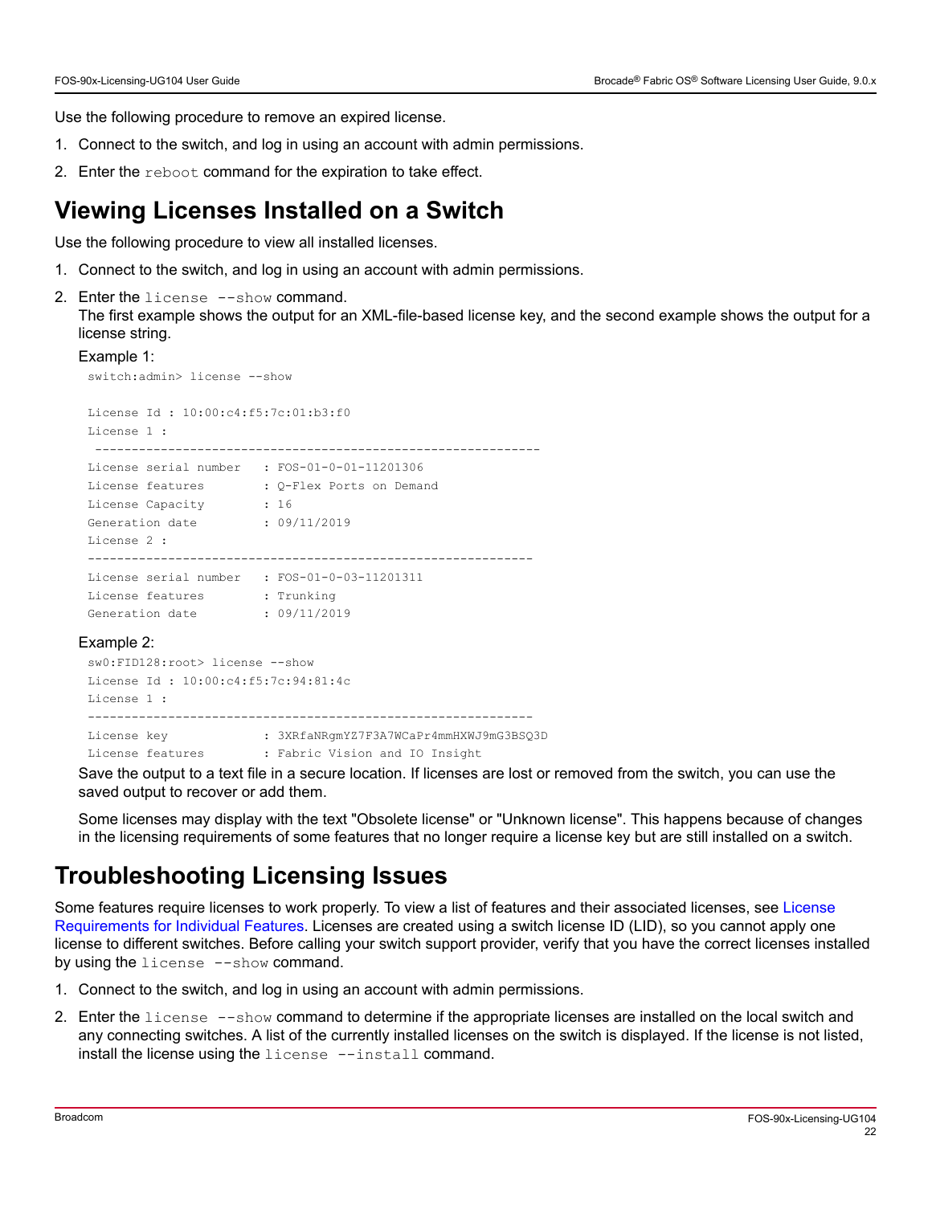Use the following procedure to remove an expired license.

1. Connect to the switch, and log in using an account with admin permissions.
2. Enter the `reboot` command for the expiration to take effect.

## Viewing Licenses Installed on a Switch

Use the following procedure to view all installed licenses.

1. Connect to the switch, and log in using an account with admin permissions.
2. Enter the `license --show` command.
   The first example shows the output for an XML-file-based license key, and the second example shows the output for a license string.

   Example 1:

   ```
   switch:admin> license --show

   License Id : 10:00:c4:f5:7c:01:b3:f0
   License 1 :
    ------------------------------------------------------------
   License serial number   : FOS-01-0-01-11201306
   License features        : Q-Flex Ports on Demand
   License Capacity        : 16
   Generation date         : 09/11/2019
   License 2 :
   ------------------------------------------------------------
   License serial number   : FOS-01-0-03-11201311
   License features        : Trunking
   Generation date         : 09/11/2019
   ```

   Example 2:

   ```
   sw0:FID128:root> license --show
   License Id : 10:00:c4:f5:7c:94:81:4c
   License 1 :
   ------------------------------------------------------------
   License key             : 3XRfaNRgmYZ7F3A7WCaPr4mmHXWJ9mG3BSQ3D
   License features        : Fabric Vision and IO Insight
   ```

   Save the output to a text file in a secure location. If licenses are lost or removed from the switch, you can use the saved output to recover or add them.

   Some licenses may display with the text "Obsolete license" or "Unknown license". This happens because of changes in the licensing requirements of some features that no longer require a license key but are still installed on a switch.

## Troubleshooting Licensing Issues

Some features require licenses to work properly. To view a list of features and their associated licenses, see License Requirements for Individual Features. Licenses are created using a switch license ID (LID), so you cannot apply one license to different switches. Before calling your switch support provider, verify that you have the correct licenses installed by using the `license --show` command.

1. Connect to the switch, and log in using an account with admin permissions.
2. Enter the `license --show` command to determine if the appropriate licenses are installed on the local switch and any connecting switches. A list of the currently installed licenses on the switch is displayed. If the license is not listed, install the license using the `license --install` command.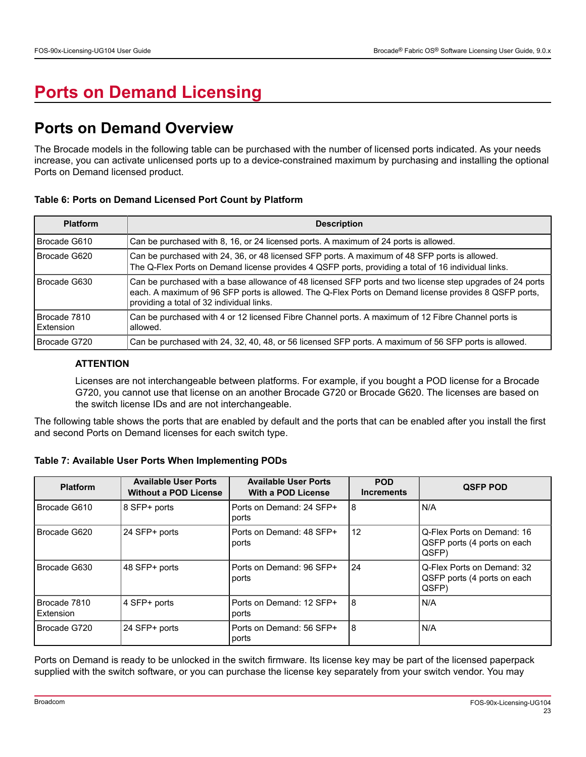# Ports on Demand Licensing

## Ports on Demand Overview

The Brocade models in the following table can be purchased with the number of licensed ports indicated. As your needs increase, you can activate unlicensed ports up to a device-constrained maximum by purchasing and installing the optional Ports on Demand licensed product.

**Table 6: Ports on Demand Licensed Port Count by Platform**

| Platform | Description |
|---|---|
| Brocade G610 | Can be purchased with 8, 16, or 24 licensed ports. A maximum of 24 ports is allowed. |
| Brocade G620 | Can be purchased with 24, 36, or 48 licensed SFP ports. A maximum of 48 SFP ports is allowed. The Q-Flex Ports on Demand license provides 4 QSFP ports, providing a total of 16 individual links. |
| Brocade G630 | Can be purchased with a base allowance of 48 licensed SFP ports and two license step upgrades of 24 ports each. A maximum of 96 SFP ports is allowed. The Q-Flex Ports on Demand license provides 8 QSFP ports, providing a total of 32 individual links. |
| Brocade 7810 Extension | Can be purchased with 4 or 12 licensed Fibre Channel ports. A maximum of 12 Fibre Channel ports is allowed. |
| Brocade G720 | Can be purchased with 24, 32, 40, 48, or 56 licensed SFP ports. A maximum of 56 SFP ports is allowed. |

**ATTENTION**

Licenses are not interchangeable between platforms. For example, if you bought a POD license for a Brocade G720, you cannot use that license on an another Brocade G720 or Brocade G620. The licenses are based on the switch license IDs and are not interchangeable.

The following table shows the ports that are enabled by default and the ports that can be enabled after you install the first and second Ports on Demand licenses for each switch type.

**Table 7: Available User Ports When Implementing PODs**

| Platform | Available User Ports Without a POD License | Available User Ports With a POD License | POD Increments | QSFP POD |
|---|---|---|---|---|
| Brocade G610 | 8 SFP+ ports | Ports on Demand: 24 SFP+ ports | 8 | N/A |
| Brocade G620 | 24 SFP+ ports | Ports on Demand: 48 SFP+ ports | 12 | Q-Flex Ports on Demand: 16 QSFP ports (4 ports on each QSFP) |
| Brocade G630 | 48 SFP+ ports | Ports on Demand: 96 SFP+ ports | 24 | Q-Flex Ports on Demand: 32 QSFP ports (4 ports on each QSFP) |
| Brocade 7810 Extension | 4 SFP+ ports | Ports on Demand: 12 SFP+ ports | 8 | N/A |
| Brocade G720 | 24 SFP+ ports | Ports on Demand: 56 SFP+ ports | 8 | N/A |

Ports on Demand is ready to be unlocked in the switch firmware. Its license key may be part of the licensed paperpack supplied with the switch software, or you can purchase the license key separately from your switch vendor. You may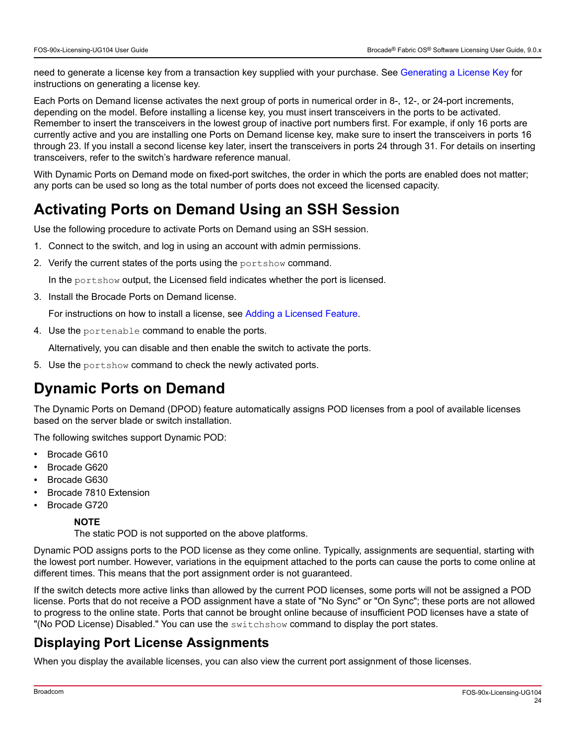need to generate a license key from a transaction key supplied with your purchase. See Generating a License Key for instructions on generating a license key.

Each Ports on Demand license activates the next group of ports in numerical order in 8-, 12-, or 24-port increments, depending on the model. Before installing a license key, you must insert transceivers in the ports to be activated. Remember to insert the transceivers in the lowest group of inactive port numbers first. For example, if only 16 ports are currently active and you are installing one Ports on Demand license key, make sure to insert the transceivers in ports 16 through 23. If you install a second license key later, insert the transceivers in ports 24 through 31. For details on inserting transceivers, refer to the switch's hardware reference manual.

With Dynamic Ports on Demand mode on fixed-port switches, the order in which the ports are enabled does not matter; any ports can be used so long as the total number of ports does not exceed the licensed capacity.

# Activating Ports on Demand Using an SSH Session

Use the following procedure to activate Ports on Demand using an SSH session.

1. Connect to the switch, and log in using an account with admin permissions.
2. Verify the current states of the ports using the `portshow` command.

   In the `portshow` output, the Licensed field indicates whether the port is licensed.
3. Install the Brocade Ports on Demand license.

   For instructions on how to install a license, see Adding a Licensed Feature.
4. Use the `portenable` command to enable the ports.

   Alternatively, you can disable and then enable the switch to activate the ports.
5. Use the `portshow` command to check the newly activated ports.

# Dynamic Ports on Demand

The Dynamic Ports on Demand (DPOD) feature automatically assigns POD licenses from a pool of available licenses based on the server blade or switch installation.

The following switches support Dynamic POD:

- Brocade G610
- Brocade G620
- Brocade G630
- Brocade 7810 Extension
- Brocade G720

**NOTE**
The static POD is not supported on the above platforms.

Dynamic POD assigns ports to the POD license as they come online. Typically, assignments are sequential, starting with the lowest port number. However, variations in the equipment attached to the ports can cause the ports to come online at different times. This means that the port assignment order is not guaranteed.

If the switch detects more active links than allowed by the current POD licenses, some ports will not be assigned a POD license. Ports that do not receive a POD assignment have a state of "No Sync" or "On Sync"; these ports are not allowed to progress to the online state. Ports that cannot be brought online because of insufficient POD licenses have a state of "(No POD License) Disabled." You can use the `switchshow` command to display the port states.

## Displaying Port License Assignments

When you display the available licenses, you can also view the current port assignment of those licenses.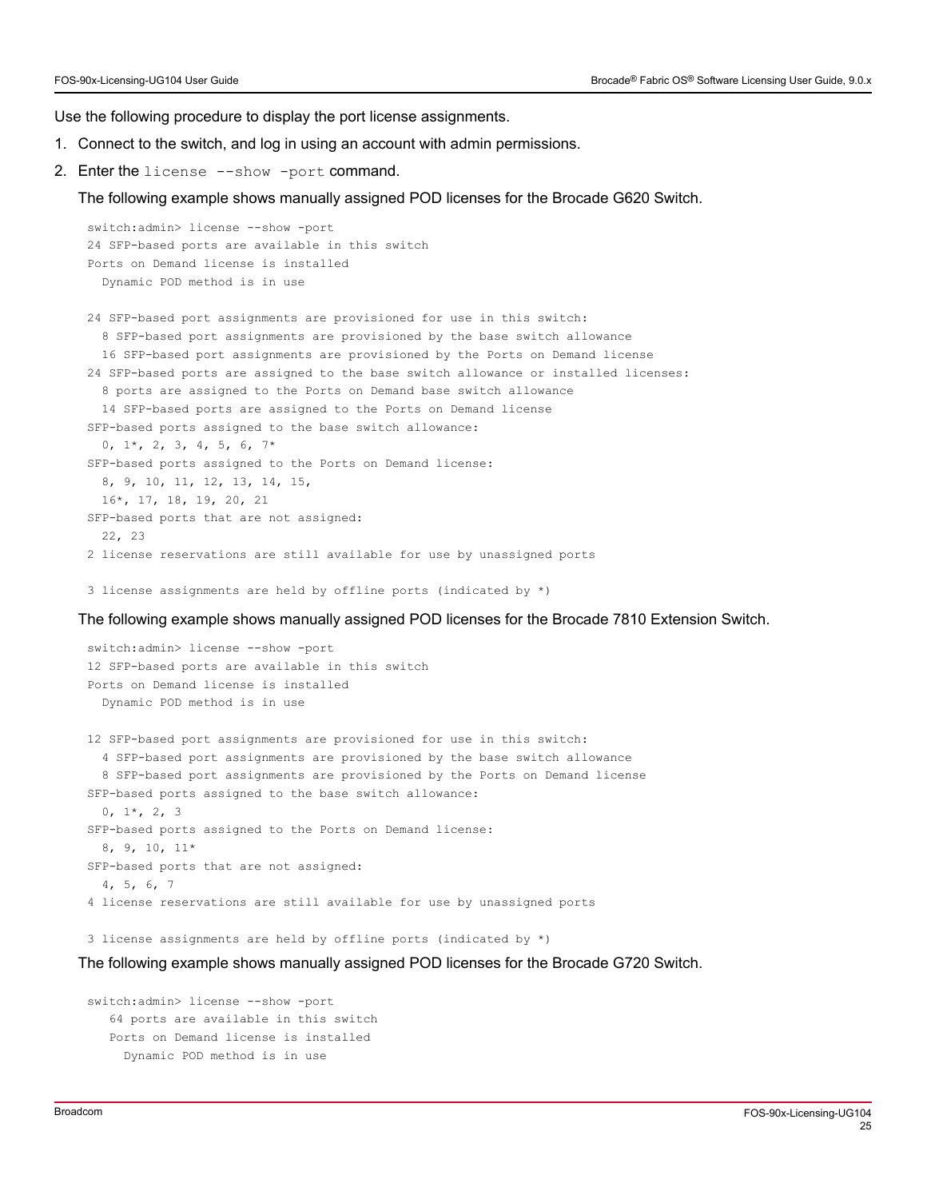Use the following procedure to display the port license assignments.

1. Connect to the switch, and log in using an account with admin permissions.
2. Enter the `license --show -port` command.

   The following example shows manually assigned POD licenses for the Brocade G620 Switch.

   ```
   switch:admin> license --show -port
   24 SFP-based ports are available in this switch
   Ports on Demand license is installed
     Dynamic POD method is in use

   24 SFP-based port assignments are provisioned for use in this switch:
     8 SFP-based port assignments are provisioned by the base switch allowance
     16 SFP-based port assignments are provisioned by the Ports on Demand license
   24 SFP-based ports are assigned to the base switch allowance or installed licenses:
     8 ports are assigned to the Ports on Demand base switch allowance
     14 SFP-based ports are assigned to the Ports on Demand license
   SFP-based ports assigned to the base switch allowance:
     0, 1*, 2, 3, 4, 5, 6, 7*
   SFP-based ports assigned to the Ports on Demand license:
     8, 9, 10, 11, 12, 13, 14, 15,
     16*, 17, 18, 19, 20, 21
   SFP-based ports that are not assigned:
     22, 23
   2 license reservations are still available for use by unassigned ports

   3 license assignments are held by offline ports (indicated by *)
   ```

   The following example shows manually assigned POD licenses for the Brocade 7810 Extension Switch.

   ```
   switch:admin> license --show -port
   12 SFP-based ports are available in this switch
   Ports on Demand license is installed
     Dynamic POD method is in use

   12 SFP-based port assignments are provisioned for use in this switch:
     4 SFP-based port assignments are provisioned by the base switch allowance
     8 SFP-based port assignments are provisioned by the Ports on Demand license
   SFP-based ports assigned to the base switch allowance:
     0, 1*, 2, 3
   SFP-based ports assigned to the Ports on Demand license:
     8, 9, 10, 11*
   SFP-based ports that are not assigned:
     4, 5, 6, 7
   4 license reservations are still available for use by unassigned ports

   3 license assignments are held by offline ports (indicated by *)
   ```

   The following example shows manually assigned POD licenses for the Brocade G720 Switch.

   ```
   switch:admin> license --show -port
      64 ports are available in this switch
      Ports on Demand license is installed
        Dynamic POD method is in use
   ```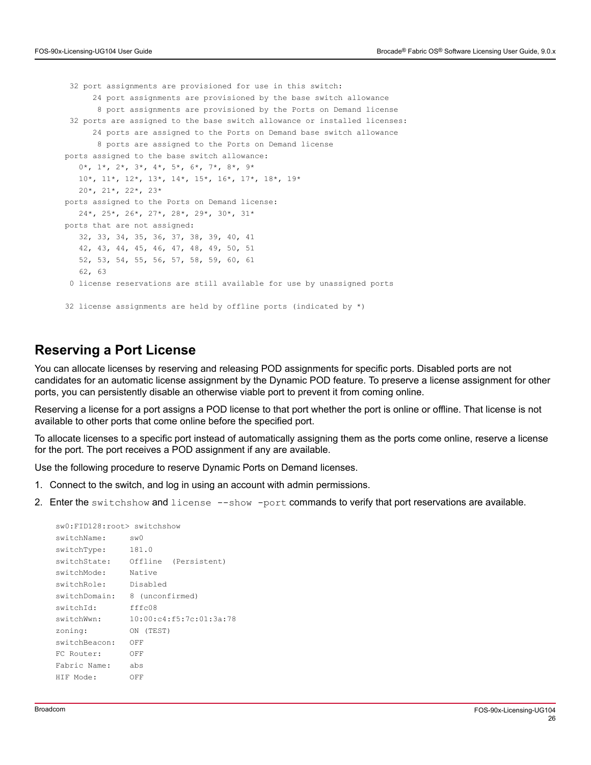```
 32 port assignments are provisioned for use in this switch:
      24 port assignments are provisioned by the base switch allowance
       8 port assignments are provisioned by the Ports on Demand license
 32 ports are assigned to the base switch allowance or installed licenses:
      24 ports are assigned to the Ports on Demand base switch allowance
       8 ports are assigned to the Ports on Demand license
ports assigned to the base switch allowance:
   0*, 1*, 2*, 3*, 4*, 5*, 6*, 7*, 8*, 9*
   10*, 11*, 12*, 13*, 14*, 15*, 16*, 17*, 18*, 19*
   20*, 21*, 22*, 23*
ports assigned to the Ports on Demand license:
   24*, 25*, 26*, 27*, 28*, 29*, 30*, 31*
ports that are not assigned:
   32, 33, 34, 35, 36, 37, 38, 39, 40, 41
   42, 43, 44, 45, 46, 47, 48, 49, 50, 51
   52, 53, 54, 55, 56, 57, 58, 59, 60, 61
   62, 63
 0 license reservations are still available for use by unassigned ports

32 license assignments are held by offline ports (indicated by *)
```

## Reserving a Port License

You can allocate licenses by reserving and releasing POD assignments for specific ports. Disabled ports are not candidates for an automatic license assignment by the Dynamic POD feature. To preserve a license assignment for other ports, you can persistently disable an otherwise viable port to prevent it from coming online.

Reserving a license for a port assigns a POD license to that port whether the port is online or offline. That license is not available to other ports that come online before the specified port.

To allocate licenses to a specific port instead of automatically assigning them as the ports come online, reserve a license for the port. The port receives a POD assignment if any are available.

Use the following procedure to reserve Dynamic Ports on Demand licenses.

1. Connect to the switch, and log in using an account with admin permissions.
2. Enter the `switchshow` and `license --show -port` commands to verify that port reservations are available.

```
sw0:FID128:root> switchshow
switchName:     sw0
switchType:     181.0
switchState:    Offline  (Persistent)
switchMode:     Native
switchRole:     Disabled
switchDomain:   8 (unconfirmed)
switchId:       fffc08
switchWwn:      10:00:c4:f5:7c:01:3a:78
zoning:         ON (TEST)
switchBeacon:   OFF
FC Router:      OFF
Fabric Name:    abs
HIF Mode:       OFF
```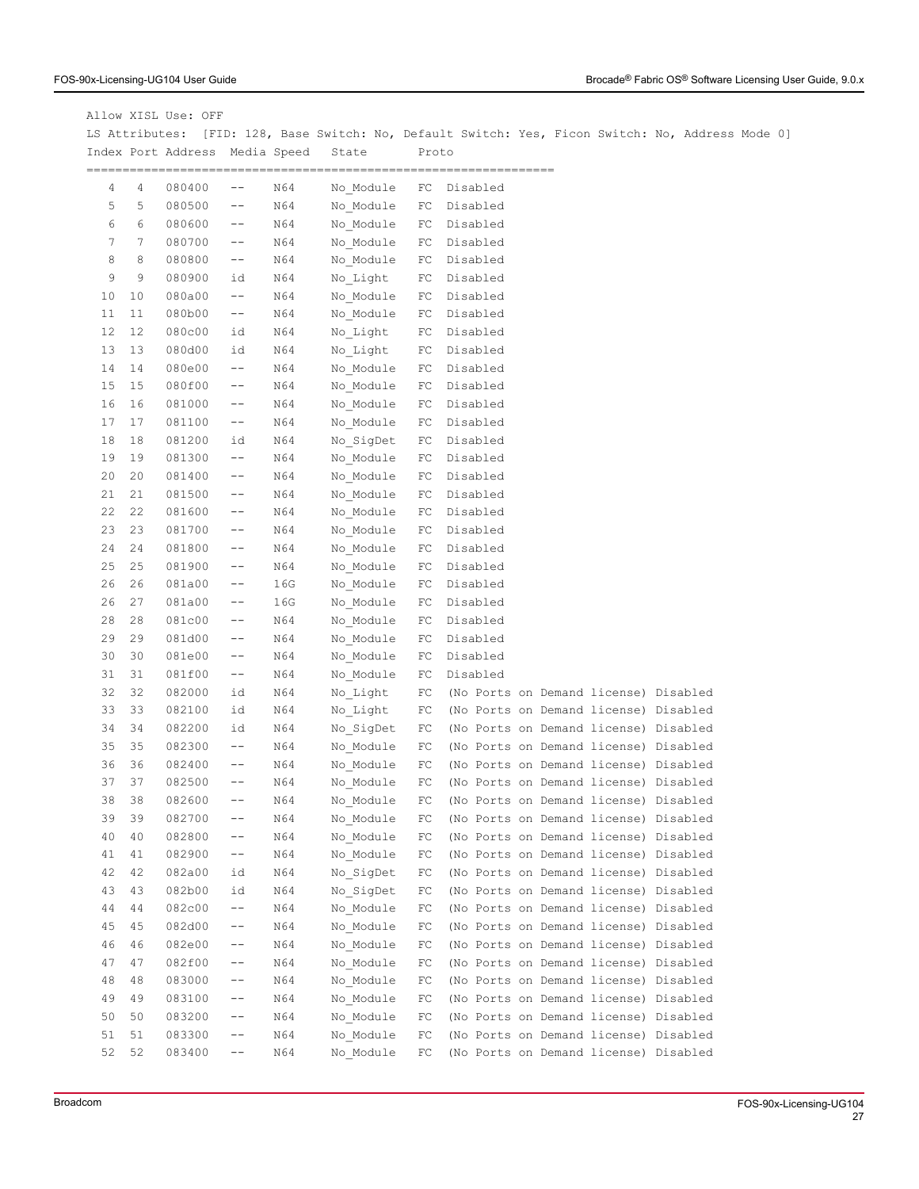```
Allow XISL Use: OFF
LS Attributes:  [FID: 128, Base Switch: No, Default Switch: Yes, Ficon Switch: No, Address Mode 0]
Index Port Address  Media Speed   State       Proto
=================================================================
   4   4   080400   --    N64     No_Module   FC  Disabled
   5   5   080500   --    N64     No_Module   FC  Disabled
   6   6   080600   --    N64     No_Module   FC  Disabled
   7   7   080700   --    N64     No_Module   FC  Disabled
   8   8   080800   --    N64     No_Module   FC  Disabled
   9   9   080900   id    N64     No_Light    FC  Disabled
  10  10   080a00   --    N64     No_Module   FC  Disabled
  11  11   080b00   --    N64     No_Module   FC  Disabled
  12  12   080c00   id    N64     No_Light    FC  Disabled
  13  13   080d00   id    N64     No_Light    FC  Disabled
  14  14   080e00   --    N64     No_Module   FC  Disabled
  15  15   080f00   --    N64     No_Module   FC  Disabled
  16  16   081000   --    N64     No_Module   FC  Disabled
  17  17   081100   --    N64     No_Module   FC  Disabled
  18  18   081200   id    N64     No_SigDet   FC  Disabled
  19  19   081300   --    N64     No_Module   FC  Disabled
  20  20   081400   --    N64     No_Module   FC  Disabled
  21  21   081500   --    N64     No_Module   FC  Disabled
  22  22   081600   --    N64     No_Module   FC  Disabled
  23  23   081700   --    N64     No_Module   FC  Disabled
  24  24   081800   --    N64     No_Module   FC  Disabled
  25  25   081900   --    N64     No_Module   FC  Disabled
  26  26   081a00   --    16G     No_Module   FC  Disabled
  26  27   081a00   --    16G     No_Module   FC  Disabled
  28  28   081c00   --    N64     No_Module   FC  Disabled
  29  29   081d00   --    N64     No_Module   FC  Disabled
  30  30   081e00   --    N64     No_Module   FC  Disabled
  31  31   081f00   --    N64     No_Module   FC  Disabled
  32  32   082000   id    N64     No_Light    FC  (No Ports on Demand license) Disabled
  33  33   082100   id    N64     No_Light    FC  (No Ports on Demand license) Disabled
  34  34   082200   id    N64     No_SigDet   FC  (No Ports on Demand license) Disabled
  35  35   082300   --    N64     No_Module   FC  (No Ports on Demand license) Disabled
  36  36   082400   --    N64     No_Module   FC  (No Ports on Demand license) Disabled
  37  37   082500   --    N64     No_Module   FC  (No Ports on Demand license) Disabled
  38  38   082600   --    N64     No_Module   FC  (No Ports on Demand license) Disabled
  39  39   082700   --    N64     No_Module   FC  (No Ports on Demand license) Disabled
  40  40   082800   --    N64     No_Module   FC  (No Ports on Demand license) Disabled
  41  41   082900   --    N64     No_Module   FC  (No Ports on Demand license) Disabled
  42  42   082a00   id    N64     No_SigDet   FC  (No Ports on Demand license) Disabled
  43  43   082b00   id    N64     No_SigDet   FC  (No Ports on Demand license) Disabled
  44  44   082c00   --    N64     No_Module   FC  (No Ports on Demand license) Disabled
  45  45   082d00   --    N64     No_Module   FC  (No Ports on Demand license) Disabled
  46  46   082e00   --    N64     No_Module   FC  (No Ports on Demand license) Disabled
  47  47   082f00   --    N64     No_Module   FC  (No Ports on Demand license) Disabled
  48  48   083000   --    N64     No_Module   FC  (No Ports on Demand license) Disabled
  49  49   083100   --    N64     No_Module   FC  (No Ports on Demand license) Disabled
  50  50   083200   --    N64     No_Module   FC  (No Ports on Demand license) Disabled
  51  51   083300   --    N64     No_Module   FC  (No Ports on Demand license) Disabled
  52  52   083400   --    N64     No_Module   FC  (No Ports on Demand license) Disabled
```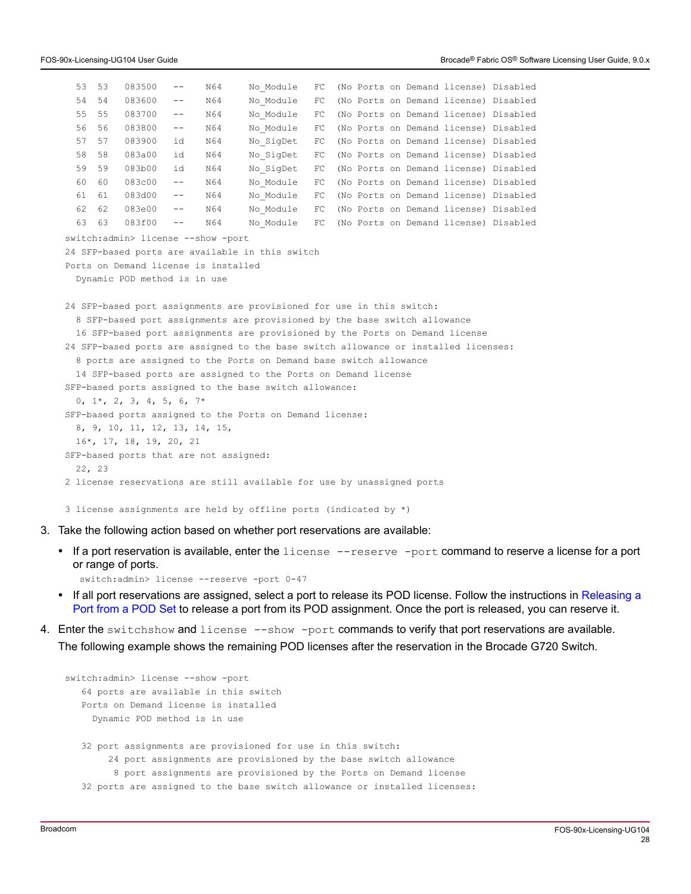```
  53  53   083500   --    N64     No_Module   FC  (No Ports on Demand license) Disabled
  54  54   083600   --    N64     No_Module   FC  (No Ports on Demand license) Disabled
  55  55   083700   --    N64     No_Module   FC  (No Ports on Demand license) Disabled
  56  56   083800   --    N64     No_Module   FC  (No Ports on Demand license) Disabled
  57  57   083900   id    N64     No_SigDet   FC  (No Ports on Demand license) Disabled
  58  58   083a00   id    N64     No_SigDet   FC  (No Ports on Demand license) Disabled
  59  59   083b00   id    N64     No_SigDet   FC  (No Ports on Demand license) Disabled
  60  60   083c00   --    N64     No_Module   FC  (No Ports on Demand license) Disabled
  61  61   083d00   --    N64     No_Module   FC  (No Ports on Demand license) Disabled
  62  62   083e00   --    N64     No_Module   FC  (No Ports on Demand license) Disabled
  63  63   083f00   --    N64     No_Module   FC  (No Ports on Demand license) Disabled
switch:admin> license --show -port
24 SFP-based ports are available in this switch
Ports on Demand license is installed
  Dynamic POD method is in use

24 SFP-based port assignments are provisioned for use in this switch:
  8 SFP-based port assignments are provisioned by the base switch allowance
  16 SFP-based port assignments are provisioned by the Ports on Demand license
24 SFP-based ports are assigned to the base switch allowance or installed licenses:
  8 ports are assigned to the Ports on Demand base switch allowance
  14 SFP-based ports are assigned to the Ports on Demand license
SFP-based ports assigned to the base switch allowance:
  0, 1*, 2, 3, 4, 5, 6, 7*
SFP-based ports assigned to the Ports on Demand license:
  8, 9, 10, 11, 12, 13, 14, 15,
  16*, 17, 18, 19, 20, 21
SFP-based ports that are not assigned:
  22, 23
2 license reservations are still available for use by unassigned ports

3 license assignments are held by offline ports (indicated by *)
```

3. Take the following action based on whether port reservations are available:
   - If a port reservation is available, enter the `license --reserve -port` command to reserve a license for a port or range of ports.

     ```
     switch:admin> license --reserve -port 0-47
     ```

   - If all port reservations are assigned, select a port to release its POD license. Follow the instructions in Releasing a Port from a POD Set to release a port from its POD assignment. Once the port is released, you can reserve it.
4. Enter the `switchshow` and `license --show -port` commands to verify that port reservations are available.

   The following example shows the remaining POD licenses after the reservation in the Brocade G720 Switch.

```
switch:admin> license --show -port
   64 ports are available in this switch
   Ports on Demand license is installed
     Dynamic POD method is in use

   32 port assignments are provisioned for use in this switch:
        24 port assignments are provisioned by the base switch allowance
         8 port assignments are provisioned by the Ports on Demand license
   32 ports are assigned to the base switch allowance or installed licenses:
```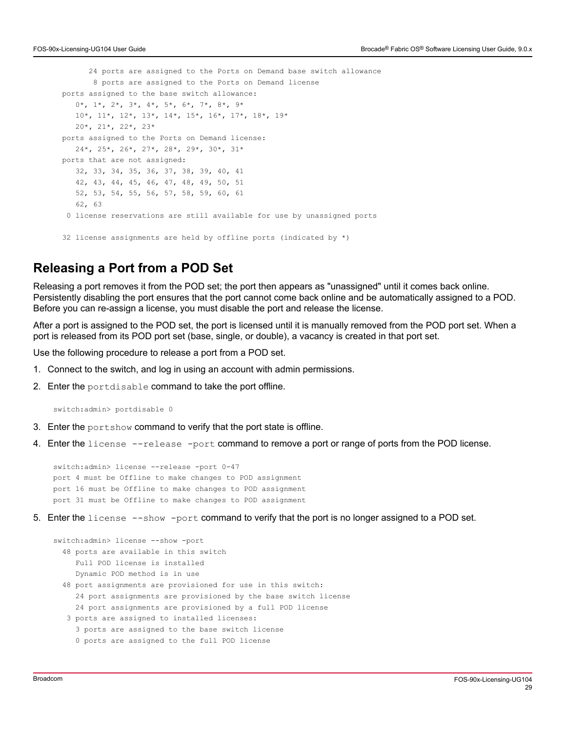```
      24 ports are assigned to the Ports on Demand base switch allowance
       8 ports are assigned to the Ports on Demand license
  ports assigned to the base switch allowance:
     0*, 1*, 2*, 3*, 4*, 5*, 6*, 7*, 8*, 9*
     10*, 11*, 12*, 13*, 14*, 15*, 16*, 17*, 18*, 19*
     20*, 21*, 22*, 23*
  ports assigned to the Ports on Demand license:
     24*, 25*, 26*, 27*, 28*, 29*, 30*, 31*
  ports that are not assigned:
     32, 33, 34, 35, 36, 37, 38, 39, 40, 41
     42, 43, 44, 45, 46, 47, 48, 49, 50, 51
     52, 53, 54, 55, 56, 57, 58, 59, 60, 61
     62, 63
   0 license reservations are still available for use by unassigned ports

  32 license assignments are held by offline ports (indicated by *)
```

## Releasing a Port from a POD Set

Releasing a port removes it from the POD set; the port then appears as "unassigned" until it comes back online. Persistently disabling the port ensures that the port cannot come back online and be automatically assigned to a POD. Before you can re-assign a license, you must disable the port and release the license.

After a port is assigned to the POD set, the port is licensed until it is manually removed from the POD port set. When a port is released from its POD port set (base, single, or double), a vacancy is created in that port set.

Use the following procedure to release a port from a POD set.

1. Connect to the switch, and log in using an account with admin permissions.
2. Enter the `portdisable` command to take the port offline.

   ```
   switch:admin> portdisable 0
   ```

3. Enter the `portshow` command to verify that the port state is offline.
4. Enter the `license --release -port` command to remove a port or range of ports from the POD license.

   ```
   switch:admin> license --release -port 0-47
   port 4 must be Offline to make changes to POD assignment
   port 16 must be Offline to make changes to POD assignment
   port 31 must be Offline to make changes to POD assignment
   ```

5. Enter the `license --show -port` command to verify that the port is no longer assigned to a POD set.

   ```
   switch:admin> license --show -port
     48 ports are available in this switch
        Full POD license is installed
        Dynamic POD method is in use
     48 port assignments are provisioned for use in this switch:
        24 port assignments are provisioned by the base switch license
        24 port assignments are provisioned by a full POD license
      3 ports are assigned to installed licenses:
        3 ports are assigned to the base switch license
        0 ports are assigned to the full POD license
   ```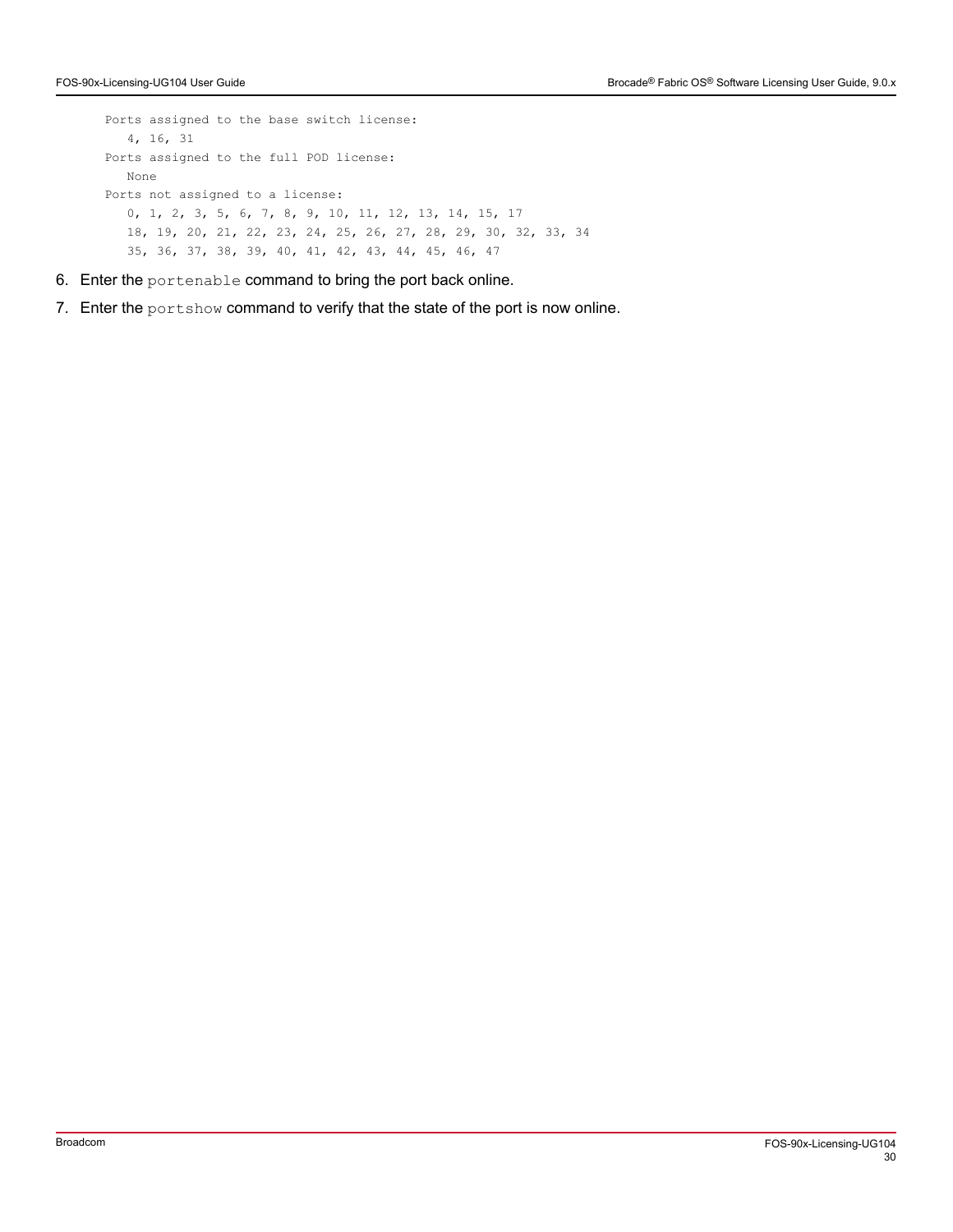```
Ports assigned to the base switch license:
   4, 16, 31
Ports assigned to the full POD license:
   None
Ports not assigned to a license:
   0, 1, 2, 3, 5, 6, 7, 8, 9, 10, 11, 12, 13, 14, 15, 17
   18, 19, 20, 21, 22, 23, 24, 25, 26, 27, 28, 29, 30, 32, 33, 34
   35, 36, 37, 38, 39, 40, 41, 42, 43, 44, 45, 46, 47
```

6. Enter the `portenable` command to bring the port back online.
7. Enter the `portshow` command to verify that the state of the port is now online.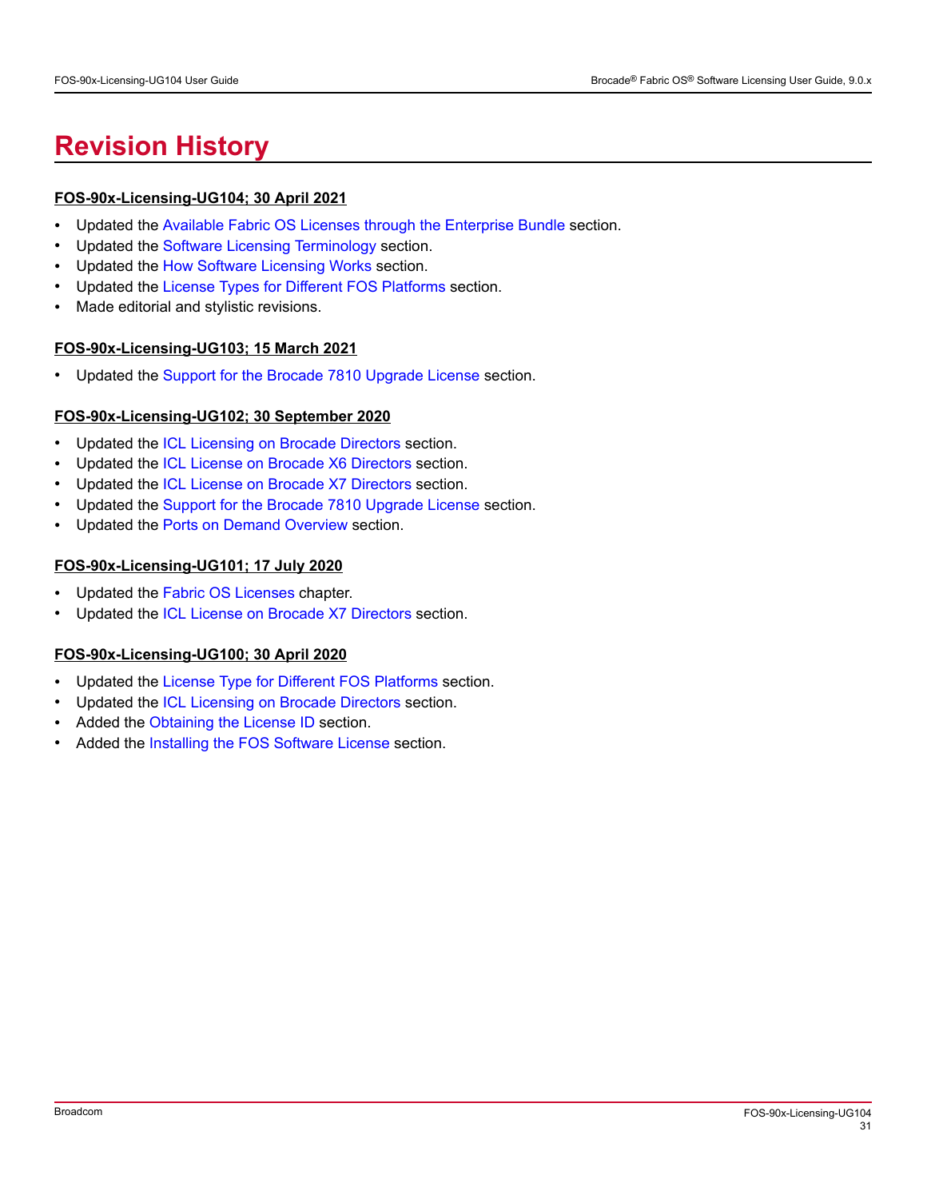# Revision History

**FOS-90x-Licensing-UG104; 30 April 2021**

- Updated the Available Fabric OS Licenses through the Enterprise Bundle section.
- Updated the Software Licensing Terminology section.
- Updated the How Software Licensing Works section.
- Updated the License Types for Different FOS Platforms section.
- Made editorial and stylistic revisions.

**FOS-90x-Licensing-UG103; 15 March 2021**

- Updated the Support for the Brocade 7810 Upgrade License section.

**FOS-90x-Licensing-UG102; 30 September 2020**

- Updated the ICL Licensing on Brocade Directors section.
- Updated the ICL License on Brocade X6 Directors section.
- Updated the ICL License on Brocade X7 Directors section.
- Updated the Support for the Brocade 7810 Upgrade License section.
- Updated the Ports on Demand Overview section.

**FOS-90x-Licensing-UG101; 17 July 2020**

- Updated the Fabric OS Licenses chapter.
- Updated the ICL License on Brocade X7 Directors section.

**FOS-90x-Licensing-UG100; 30 April 2020**

- Updated the License Type for Different FOS Platforms section.
- Updated the ICL Licensing on Brocade Directors section.
- Added the Obtaining the License ID section.
- Added the Installing the FOS Software License section.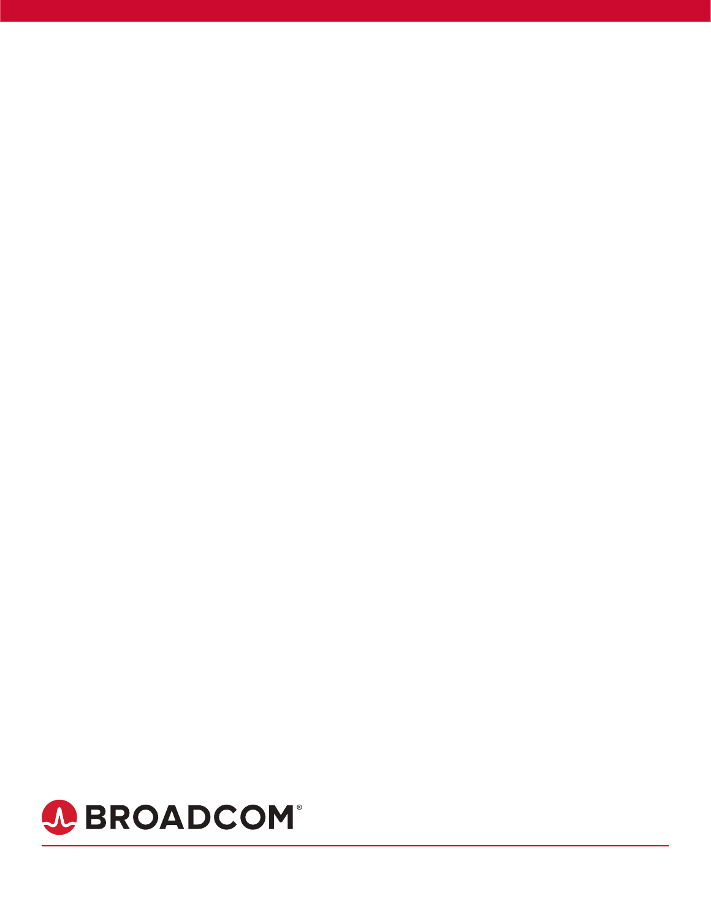BROADCOM®